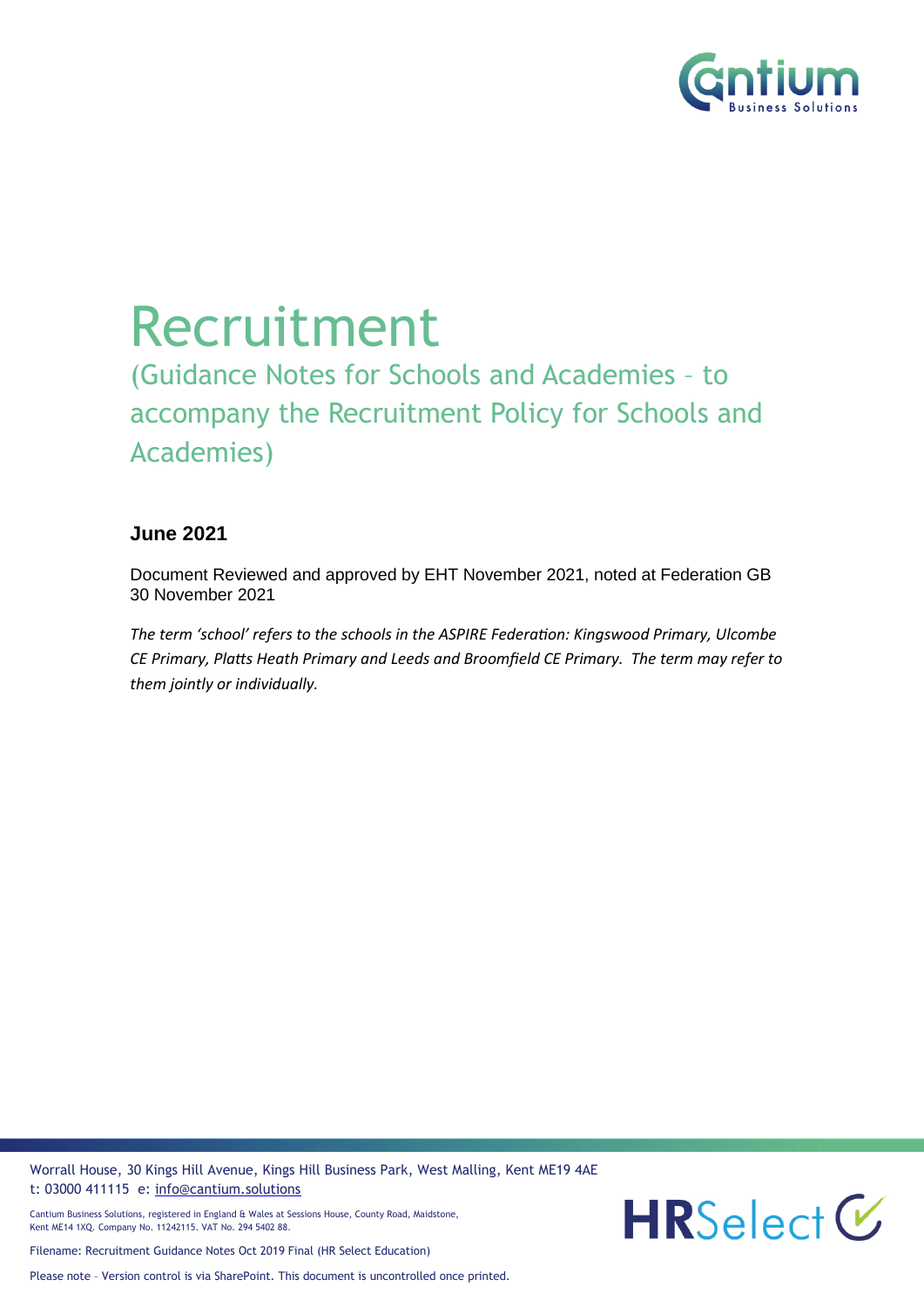# Recruitment

## (Guidance Notes for Schools and Academies – to accompany the Recruitment Policy for Schools and Academies)

**June 2021**

Document Reviewed and approved by EHT November 2021, noted at Federation GB 30 November 2021

*The term 'school' refers to the schools in the ASPIRE Federation: Kingswood Primary, Ulcombe CE Primary, Platts Heath Primary and Leeds and Broomfield CE Primary. The term may refer to them jointly or individually.*

Worrall House, 30 Kings Hill Avenue, Kings Hill Business Park, West Malling, Kent ME19 4AE
t: 03000 411115 e: info@cantium.solutions

Cantium Business Solutions, registered in England & Wales at Sessions House, County Road, Maidstone, Kent ME14 1XQ. Company No. 11242115. VAT No. 294 5402 88.

Filename: Recruitment Guidance Notes Oct 2019 Final (HR Select Education)

Please note – Version control is via SharePoint. This document is uncontrolled once printed.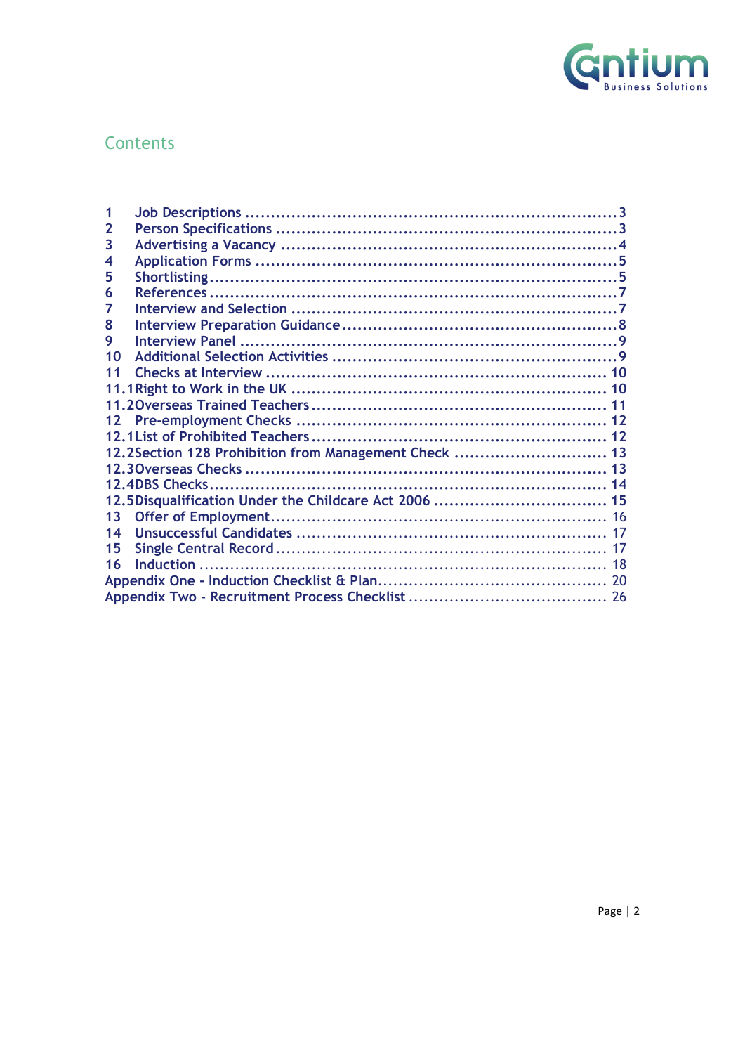## Contents

| | | |
|---|---|---|
| 1 | Job Descriptions | 3 |
| 2 | Person Specifications | 3 |
| 3 | Advertising a Vacancy | 4 |
| 4 | Application Forms | 5 |
| 5 | Shortlisting | 5 |
| 6 | References | 7 |
| 7 | Interview and Selection | 7 |
| 8 | Interview Preparation Guidance | 8 |
| 9 | Interview Panel | 9 |
| 10 | Additional Selection Activities | 9 |
| 11 | Checks at Interview | 10 |
| 11.1 | Right to Work in the UK | 10 |
| 11.2 | Overseas Trained Teachers | 11 |
| 12 | Pre-employment Checks | 12 |
| 12.1 | List of Prohibited Teachers | 12 |
| 12.2 | Section 128 Prohibition from Management Check | 13 |
| 12.3 | Overseas Checks | 13 |
| 12.4 | DBS Checks | 14 |
| 12.5 | Disqualification Under the Childcare Act 2006 | 15 |
| 13 | Offer of Employment | 16 |
| 14 | Unsuccessful Candidates | 17 |
| 15 | Single Central Record | 17 |
| 16 | Induction | 18 |
| | Appendix One - Induction Checklist & Plan | 20 |
| | Appendix Two - Recruitment Process Checklist | 26 |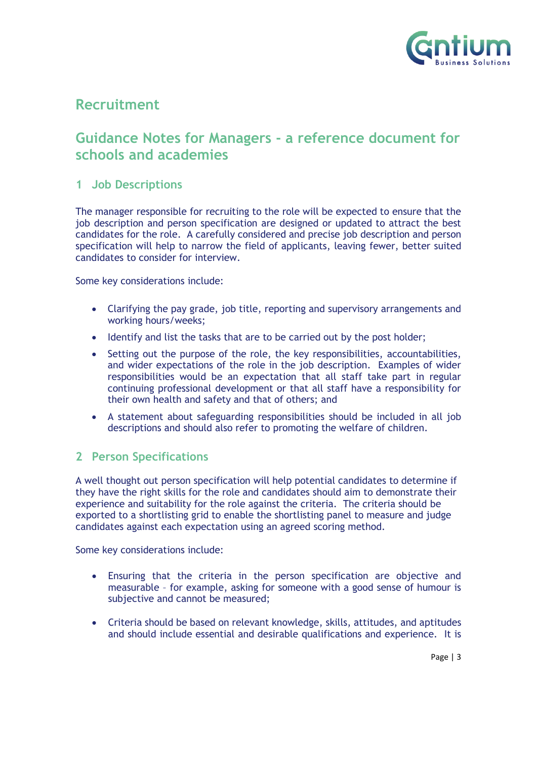# Recruitment

## Guidance Notes for Managers - a reference document for schools and academies

### 1 Job Descriptions

The manager responsible for recruiting to the role will be expected to ensure that the job description and person specification are designed or updated to attract the best candidates for the role. A carefully considered and precise job description and person specification will help to narrow the field of applicants, leaving fewer, better suited candidates to consider for interview.

Some key considerations include:

- Clarifying the pay grade, job title, reporting and supervisory arrangements and working hours/weeks;
- Identify and list the tasks that are to be carried out by the post holder;
- Setting out the purpose of the role, the key responsibilities, accountabilities, and wider expectations of the role in the job description. Examples of wider responsibilities would be an expectation that all staff take part in regular continuing professional development or that all staff have a responsibility for their own health and safety and that of others; and
- A statement about safeguarding responsibilities should be included in all job descriptions and should also refer to promoting the welfare of children.

### 2 Person Specifications

A well thought out person specification will help potential candidates to determine if they have the right skills for the role and candidates should aim to demonstrate their experience and suitability for the role against the criteria. The criteria should be exported to a shortlisting grid to enable the shortlisting panel to measure and judge candidates against each expectation using an agreed scoring method.

Some key considerations include:

- Ensuring that the criteria in the person specification are objective and measurable – for example, asking for someone with a good sense of humour is subjective and cannot be measured;
- Criteria should be based on relevant knowledge, skills, attitudes, and aptitudes and should include essential and desirable qualifications and experience. It is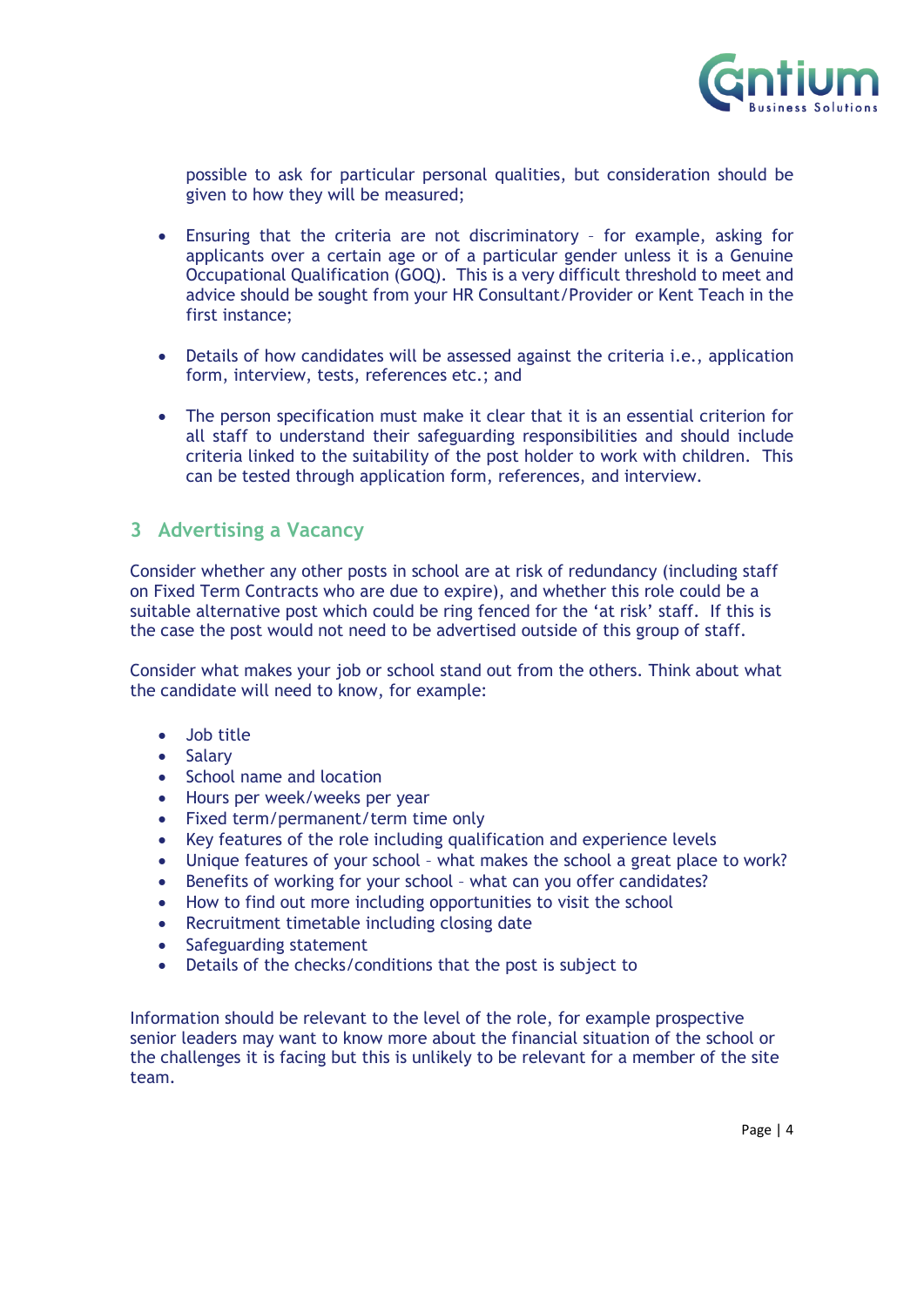possible to ask for particular personal qualities, but consideration should be given to how they will be measured;

- Ensuring that the criteria are not discriminatory – for example, asking for applicants over a certain age or of a particular gender unless it is a Genuine Occupational Qualification (GOQ). This is a very difficult threshold to meet and advice should be sought from your HR Consultant/Provider or Kent Teach in the first instance;

- Details of how candidates will be assessed against the criteria i.e., application form, interview, tests, references etc.; and

- The person specification must make it clear that it is an essential criterion for all staff to understand their safeguarding responsibilities and should include criteria linked to the suitability of the post holder to work with children. This can be tested through application form, references, and interview.

## 3 Advertising a Vacancy

Consider whether any other posts in school are at risk of redundancy (including staff on Fixed Term Contracts who are due to expire), and whether this role could be a suitable alternative post which could be ring fenced for the 'at risk' staff. If this is the case the post would not need to be advertised outside of this group of staff.

Consider what makes your job or school stand out from the others. Think about what the candidate will need to know, for example:

- Job title
- Salary
- School name and location
- Hours per week/weeks per year
- Fixed term/permanent/term time only
- Key features of the role including qualification and experience levels
- Unique features of your school – what makes the school a great place to work?
- Benefits of working for your school – what can you offer candidates?
- How to find out more including opportunities to visit the school
- Recruitment timetable including closing date
- Safeguarding statement
- Details of the checks/conditions that the post is subject to

Information should be relevant to the level of the role, for example prospective senior leaders may want to know more about the financial situation of the school or the challenges it is facing but this is unlikely to be relevant for a member of the site team.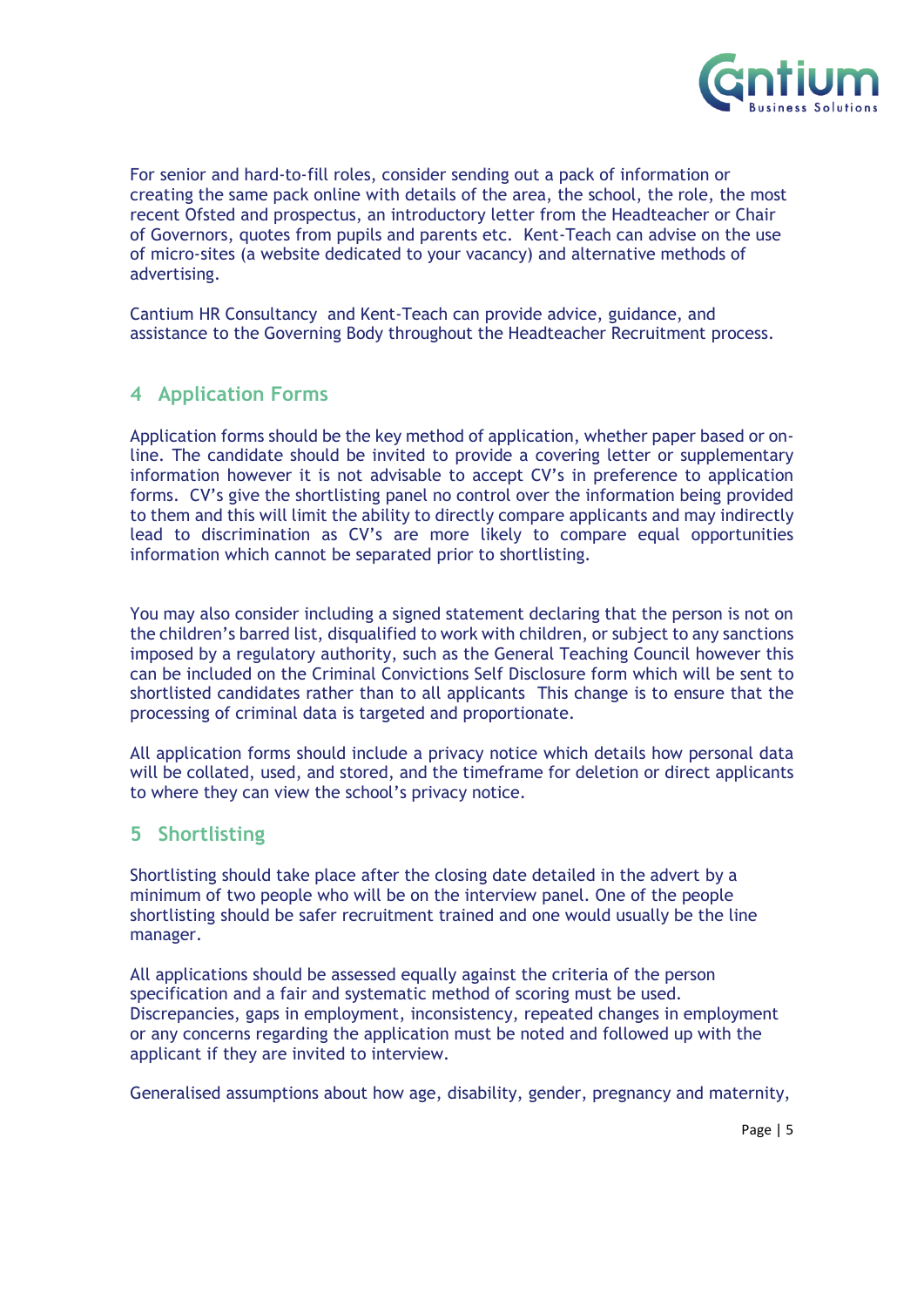For senior and hard-to-fill roles, consider sending out a pack of information or creating the same pack online with details of the area, the school, the role, the most recent Ofsted and prospectus, an introductory letter from the Headteacher or Chair of Governors, quotes from pupils and parents etc. Kent-Teach can advise on the use of micro-sites (a website dedicated to your vacancy) and alternative methods of advertising.

Cantium HR Consultancy and Kent-Teach can provide advice, guidance, and assistance to the Governing Body throughout the Headteacher Recruitment process.

## 4 Application Forms

Application forms should be the key method of application, whether paper based or on-line. The candidate should be invited to provide a covering letter or supplementary information however it is not advisable to accept CV's in preference to application forms. CV's give the shortlisting panel no control over the information being provided to them and this will limit the ability to directly compare applicants and may indirectly lead to discrimination as CV's are more likely to compare equal opportunities information which cannot be separated prior to shortlisting.

You may also consider including a signed statement declaring that the person is not on the children's barred list, disqualified to work with children, or subject to any sanctions imposed by a regulatory authority, such as the General Teaching Council however this can be included on the Criminal Convictions Self Disclosure form which will be sent to shortlisted candidates rather than to all applicants This change is to ensure that the processing of criminal data is targeted and proportionate.

All application forms should include a privacy notice which details how personal data will be collated, used, and stored, and the timeframe for deletion or direct applicants to where they can view the school's privacy notice.

## 5 Shortlisting

Shortlisting should take place after the closing date detailed in the advert by a minimum of two people who will be on the interview panel. One of the people shortlisting should be safer recruitment trained and one would usually be the line manager.

All applications should be assessed equally against the criteria of the person specification and a fair and systematic method of scoring must be used. Discrepancies, gaps in employment, inconsistency, repeated changes in employment or any concerns regarding the application must be noted and followed up with the applicant if they are invited to interview.

Generalised assumptions about how age, disability, gender, pregnancy and maternity,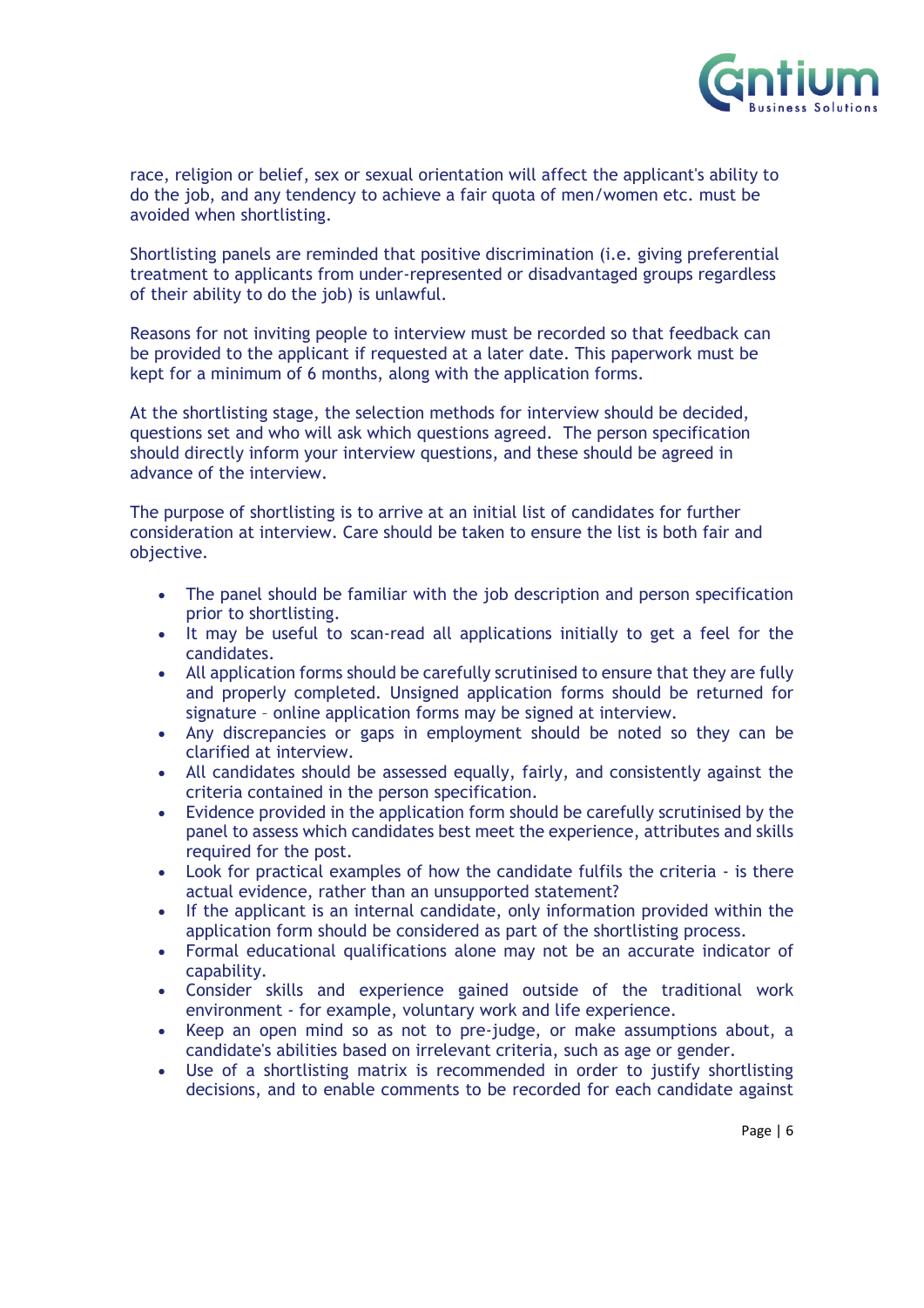race, religion or belief, sex or sexual orientation will affect the applicant's ability to do the job, and any tendency to achieve a fair quota of men/women etc. must be avoided when shortlisting.

Shortlisting panels are reminded that positive discrimination (i.e. giving preferential treatment to applicants from under-represented or disadvantaged groups regardless of their ability to do the job) is unlawful.

Reasons for not inviting people to interview must be recorded so that feedback can be provided to the applicant if requested at a later date. This paperwork must be kept for a minimum of 6 months, along with the application forms.

At the shortlisting stage, the selection methods for interview should be decided, questions set and who will ask which questions agreed. The person specification should directly inform your interview questions, and these should be agreed in advance of the interview.

The purpose of shortlisting is to arrive at an initial list of candidates for further consideration at interview. Care should be taken to ensure the list is both fair and objective.

- The panel should be familiar with the job description and person specification prior to shortlisting.
- It may be useful to scan-read all applications initially to get a feel for the candidates.
- All application forms should be carefully scrutinised to ensure that they are fully and properly completed. Unsigned application forms should be returned for signature – online application forms may be signed at interview.
- Any discrepancies or gaps in employment should be noted so they can be clarified at interview.
- All candidates should be assessed equally, fairly, and consistently against the criteria contained in the person specification.
- Evidence provided in the application form should be carefully scrutinised by the panel to assess which candidates best meet the experience, attributes and skills required for the post.
- Look for practical examples of how the candidate fulfils the criteria - is there actual evidence, rather than an unsupported statement?
- If the applicant is an internal candidate, only information provided within the application form should be considered as part of the shortlisting process.
- Formal educational qualifications alone may not be an accurate indicator of capability.
- Consider skills and experience gained outside of the traditional work environment - for example, voluntary work and life experience.
- Keep an open mind so as not to pre-judge, or make assumptions about, a candidate's abilities based on irrelevant criteria, such as age or gender.
- Use of a shortlisting matrix is recommended in order to justify shortlisting decisions, and to enable comments to be recorded for each candidate against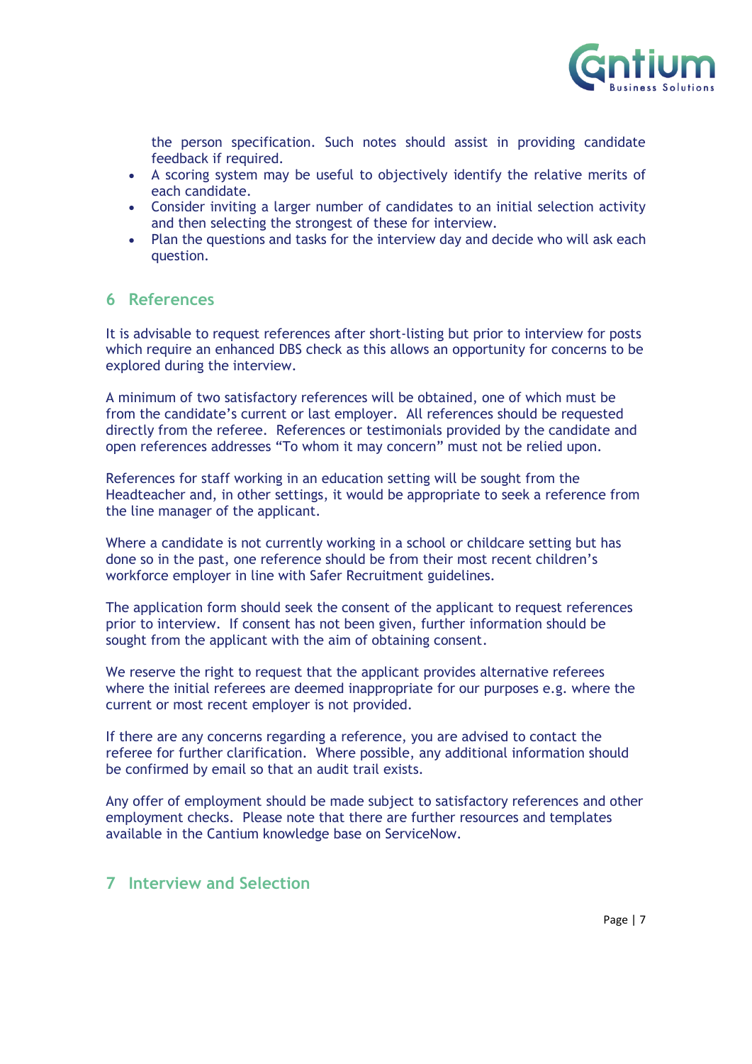the person specification. Such notes should assist in providing candidate feedback if required.

- A scoring system may be useful to objectively identify the relative merits of each candidate.
- Consider inviting a larger number of candidates to an initial selection activity and then selecting the strongest of these for interview.
- Plan the questions and tasks for the interview day and decide who will ask each question.

## 6 References

It is advisable to request references after short-listing but prior to interview for posts which require an enhanced DBS check as this allows an opportunity for concerns to be explored during the interview.

A minimum of two satisfactory references will be obtained, one of which must be from the candidate's current or last employer. All references should be requested directly from the referee. References or testimonials provided by the candidate and open references addresses "To whom it may concern" must not be relied upon.

References for staff working in an education setting will be sought from the Headteacher and, in other settings, it would be appropriate to seek a reference from the line manager of the applicant.

Where a candidate is not currently working in a school or childcare setting but has done so in the past, one reference should be from their most recent children's workforce employer in line with Safer Recruitment guidelines.

The application form should seek the consent of the applicant to request references prior to interview. If consent has not been given, further information should be sought from the applicant with the aim of obtaining consent.

We reserve the right to request that the applicant provides alternative referees where the initial referees are deemed inappropriate for our purposes e.g. where the current or most recent employer is not provided.

If there are any concerns regarding a reference, you are advised to contact the referee for further clarification. Where possible, any additional information should be confirmed by email so that an audit trail exists.

Any offer of employment should be made subject to satisfactory references and other employment checks. Please note that there are further resources and templates available in the Cantium knowledge base on ServiceNow.

## 7 Interview and Selection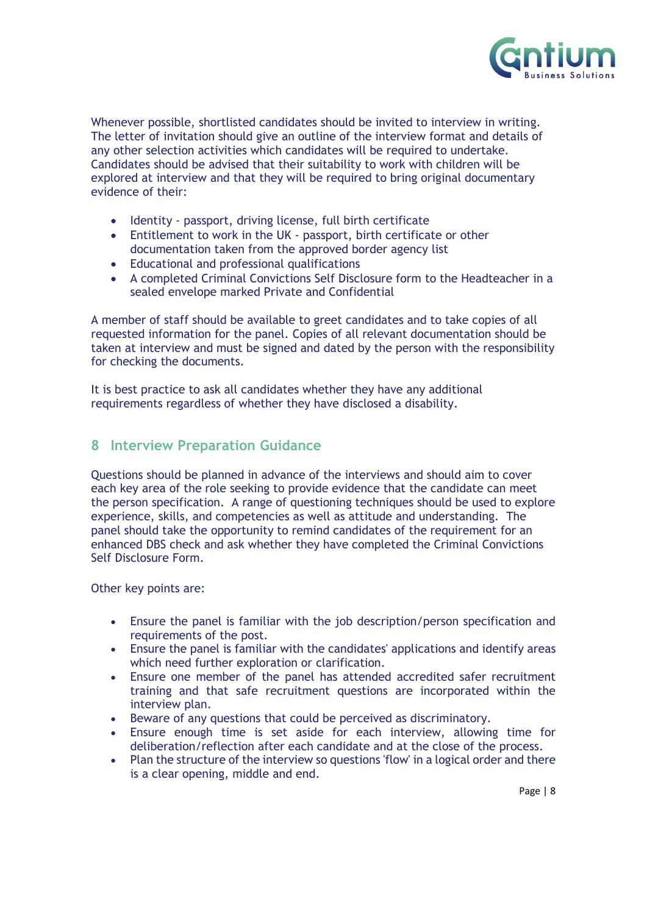Whenever possible, shortlisted candidates should be invited to interview in writing. The letter of invitation should give an outline of the interview format and details of any other selection activities which candidates will be required to undertake. Candidates should be advised that their suitability to work with children will be explored at interview and that they will be required to bring original documentary evidence of their:

- Identity - passport, driving license, full birth certificate
- Entitlement to work in the UK - passport, birth certificate or other documentation taken from the approved border agency list
- Educational and professional qualifications
- A completed Criminal Convictions Self Disclosure form to the Headteacher in a sealed envelope marked Private and Confidential

A member of staff should be available to greet candidates and to take copies of all requested information for the panel. Copies of all relevant documentation should be taken at interview and must be signed and dated by the person with the responsibility for checking the documents.

It is best practice to ask all candidates whether they have any additional requirements regardless of whether they have disclosed a disability.

## 8 Interview Preparation Guidance

Questions should be planned in advance of the interviews and should aim to cover each key area of the role seeking to provide evidence that the candidate can meet the person specification. A range of questioning techniques should be used to explore experience, skills, and competencies as well as attitude and understanding. The panel should take the opportunity to remind candidates of the requirement for an enhanced DBS check and ask whether they have completed the Criminal Convictions Self Disclosure Form.

Other key points are:

- Ensure the panel is familiar with the job description/person specification and requirements of the post.
- Ensure the panel is familiar with the candidates' applications and identify areas which need further exploration or clarification.
- Ensure one member of the panel has attended accredited safer recruitment training and that safe recruitment questions are incorporated within the interview plan.
- Beware of any questions that could be perceived as discriminatory.
- Ensure enough time is set aside for each interview, allowing time for deliberation/reflection after each candidate and at the close of the process.
- Plan the structure of the interview so questions 'flow' in a logical order and there is a clear opening, middle and end.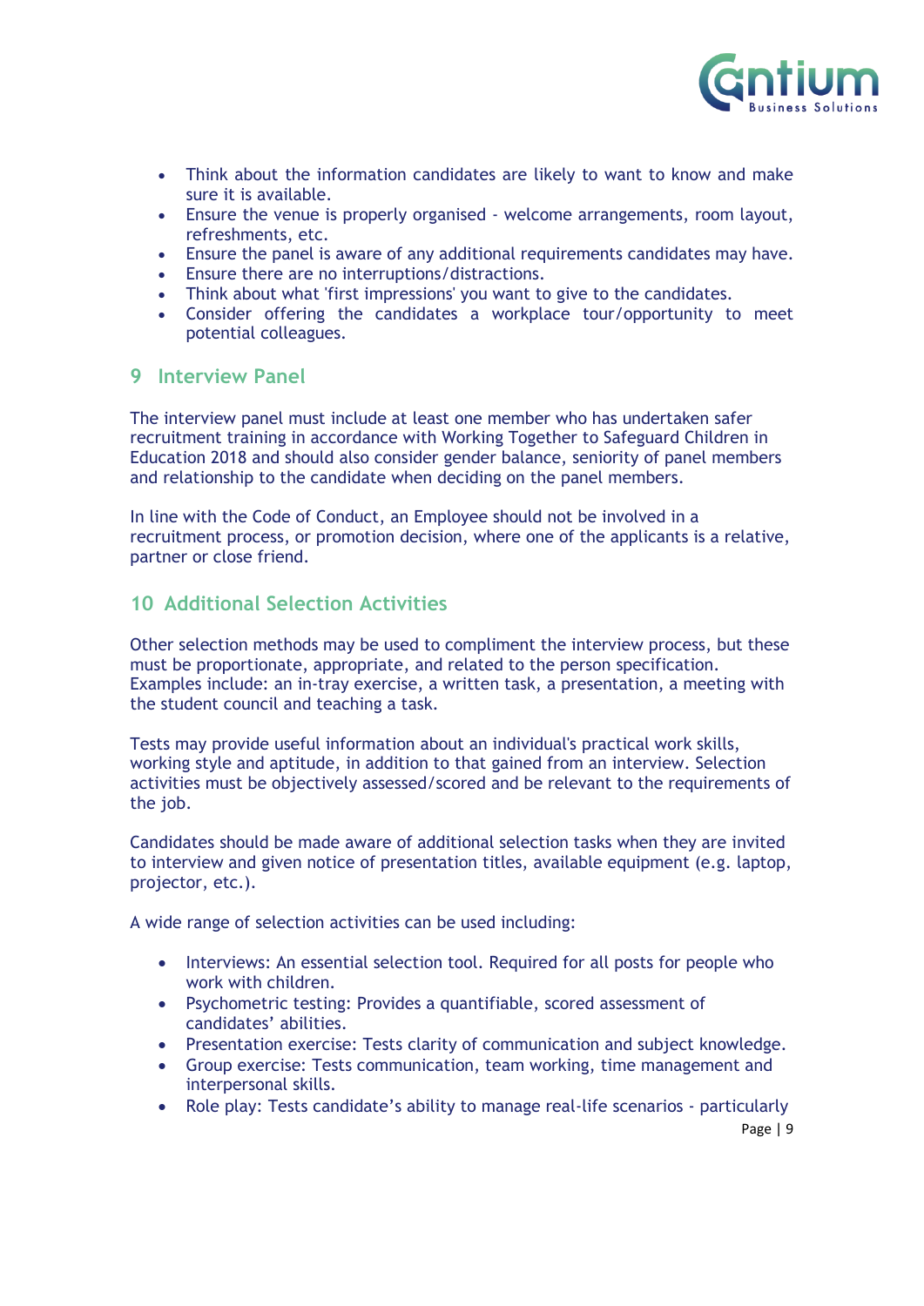- Think about the information candidates are likely to want to know and make sure it is available.
- Ensure the venue is properly organised - welcome arrangements, room layout, refreshments, etc.
- Ensure the panel is aware of any additional requirements candidates may have.
- Ensure there are no interruptions/distractions.
- Think about what 'first impressions' you want to give to the candidates.
- Consider offering the candidates a workplace tour/opportunity to meet potential colleagues.

## 9 Interview Panel

The interview panel must include at least one member who has undertaken safer recruitment training in accordance with Working Together to Safeguard Children in Education 2018 and should also consider gender balance, seniority of panel members and relationship to the candidate when deciding on the panel members.

In line with the Code of Conduct, an Employee should not be involved in a recruitment process, or promotion decision, where one of the applicants is a relative, partner or close friend.

## 10 Additional Selection Activities

Other selection methods may be used to compliment the interview process, but these must be proportionate, appropriate, and related to the person specification. Examples include: an in-tray exercise, a written task, a presentation, a meeting with the student council and teaching a task.

Tests may provide useful information about an individual's practical work skills, working style and aptitude, in addition to that gained from an interview. Selection activities must be objectively assessed/scored and be relevant to the requirements of the job.

Candidates should be made aware of additional selection tasks when they are invited to interview and given notice of presentation titles, available equipment (e.g. laptop, projector, etc.).

A wide range of selection activities can be used including:

- Interviews: An essential selection tool. Required for all posts for people who work with children.
- Psychometric testing: Provides a quantifiable, scored assessment of candidates' abilities.
- Presentation exercise: Tests clarity of communication and subject knowledge.
- Group exercise: Tests communication, team working, time management and interpersonal skills.
- Role play: Tests candidate's ability to manage real-life scenarios - particularly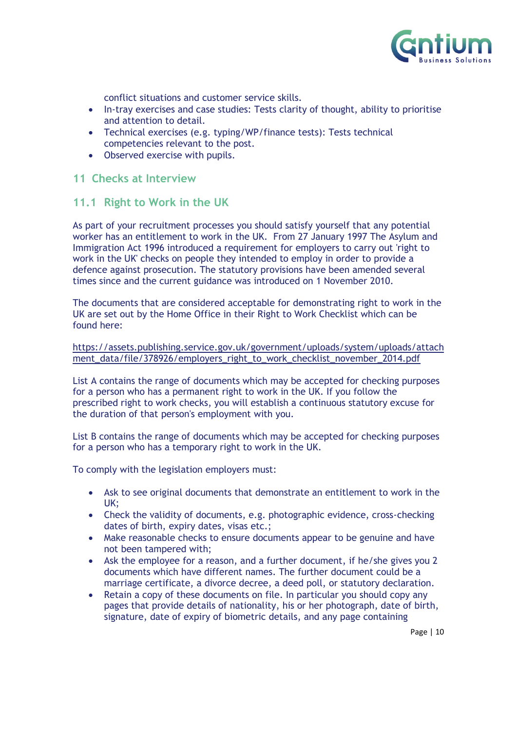conflict situations and customer service skills.

- In-tray exercises and case studies: Tests clarity of thought, ability to prioritise and attention to detail.
- Technical exercises (e.g. typing/WP/finance tests): Tests technical competencies relevant to the post.
- Observed exercise with pupils.

## 11 Checks at Interview

### 11.1 Right to Work in the UK

As part of your recruitment processes you should satisfy yourself that any potential worker has an entitlement to work in the UK. From 27 January 1997 The Asylum and Immigration Act 1996 introduced a requirement for employers to carry out 'right to work in the UK' checks on people they intended to employ in order to provide a defence against prosecution. The statutory provisions have been amended several times since and the current guidance was introduced on 1 November 2010.

The documents that are considered acceptable for demonstrating right to work in the UK are set out by the Home Office in their Right to Work Checklist which can be found here:

https://assets.publishing.service.gov.uk/government/uploads/system/uploads/attachment_data/file/378926/employers_right_to_work_checklist_november_2014.pdf

List A contains the range of documents which may be accepted for checking purposes for a person who has a permanent right to work in the UK. If you follow the prescribed right to work checks, you will establish a continuous statutory excuse for the duration of that person's employment with you.

List B contains the range of documents which may be accepted for checking purposes for a person who has a temporary right to work in the UK.

To comply with the legislation employers must:

- Ask to see original documents that demonstrate an entitlement to work in the UK;
- Check the validity of documents, e.g. photographic evidence, cross-checking dates of birth, expiry dates, visas etc.;
- Make reasonable checks to ensure documents appear to be genuine and have not been tampered with;
- Ask the employee for a reason, and a further document, if he/she gives you 2 documents which have different names. The further document could be a marriage certificate, a divorce decree, a deed poll, or statutory declaration.
- Retain a copy of these documents on file. In particular you should copy any pages that provide details of nationality, his or her photograph, date of birth, signature, date of expiry of biometric details, and any page containing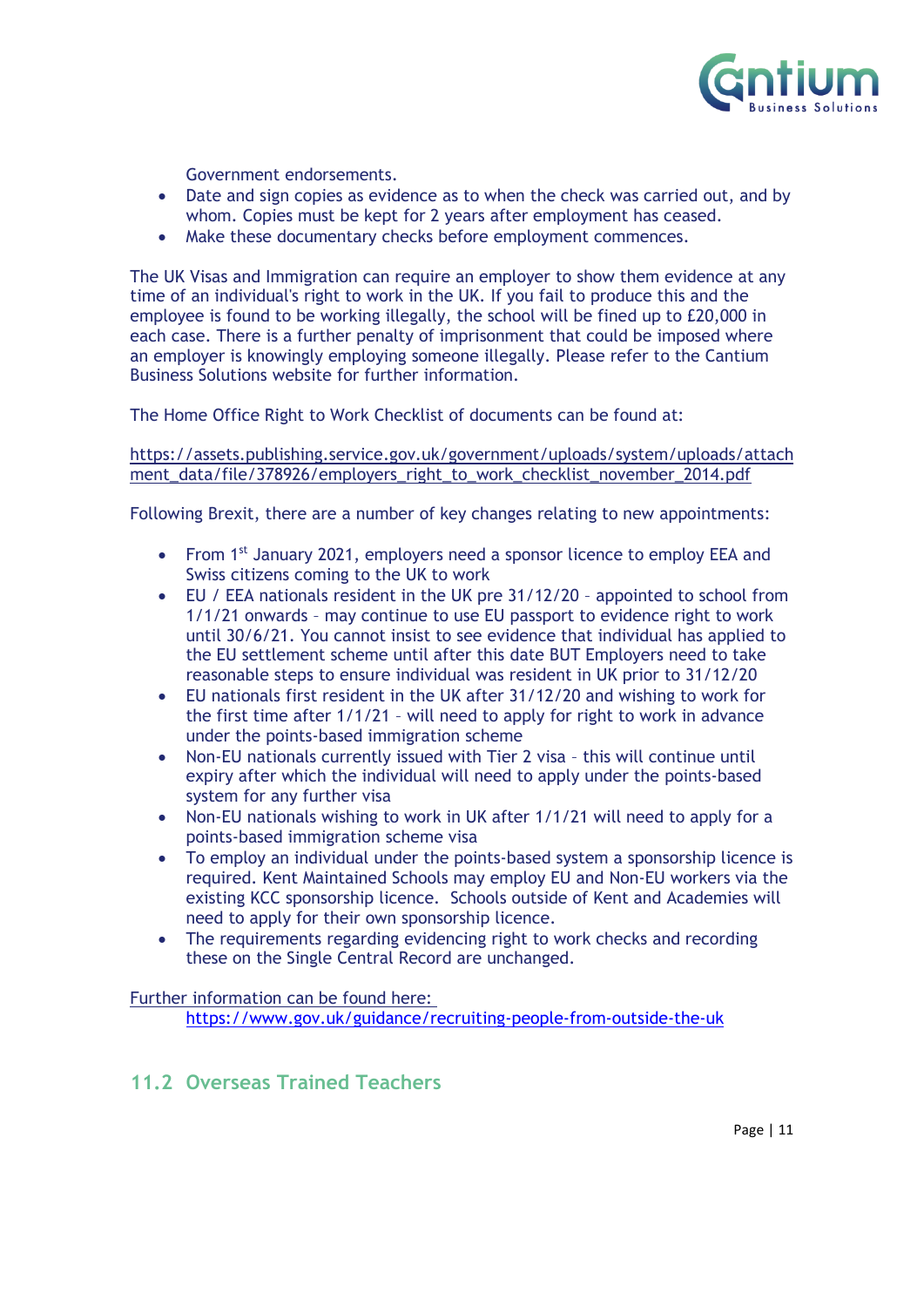Government endorsements.

- Date and sign copies as evidence as to when the check was carried out, and by whom. Copies must be kept for 2 years after employment has ceased.
- Make these documentary checks before employment commences.

The UK Visas and Immigration can require an employer to show them evidence at any time of an individual's right to work in the UK. If you fail to produce this and the employee is found to be working illegally, the school will be fined up to £20,000 in each case. There is a further penalty of imprisonment that could be imposed where an employer is knowingly employing someone illegally. Please refer to the Cantium Business Solutions website for further information.

The Home Office Right to Work Checklist of documents can be found at:

https://assets.publishing.service.gov.uk/government/uploads/system/uploads/attachment_data/file/378926/employers_right_to_work_checklist_november_2014.pdf

Following Brexit, there are a number of key changes relating to new appointments:

- From 1st January 2021, employers need a sponsor licence to employ EEA and Swiss citizens coming to the UK to work
- EU / EEA nationals resident in the UK pre 31/12/20 – appointed to school from 1/1/21 onwards – may continue to use EU passport to evidence right to work until 30/6/21. You cannot insist to see evidence that individual has applied to the EU settlement scheme until after this date BUT Employers need to take reasonable steps to ensure individual was resident in UK prior to 31/12/20
- EU nationals first resident in the UK after 31/12/20 and wishing to work for the first time after 1/1/21 – will need to apply for right to work in advance under the points-based immigration scheme
- Non-EU nationals currently issued with Tier 2 visa – this will continue until expiry after which the individual will need to apply under the points-based system for any further visa
- Non-EU nationals wishing to work in UK after 1/1/21 will need to apply for a points-based immigration scheme visa
- To employ an individual under the points-based system a sponsorship licence is required. Kent Maintained Schools may employ EU and Non-EU workers via the existing KCC sponsorship licence. Schools outside of Kent and Academies will need to apply for their own sponsorship licence.
- The requirements regarding evidencing right to work checks and recording these on the Single Central Record are unchanged.

Further information can be found here:

https://www.gov.uk/guidance/recruiting-people-from-outside-the-uk

## 11.2 Overseas Trained Teachers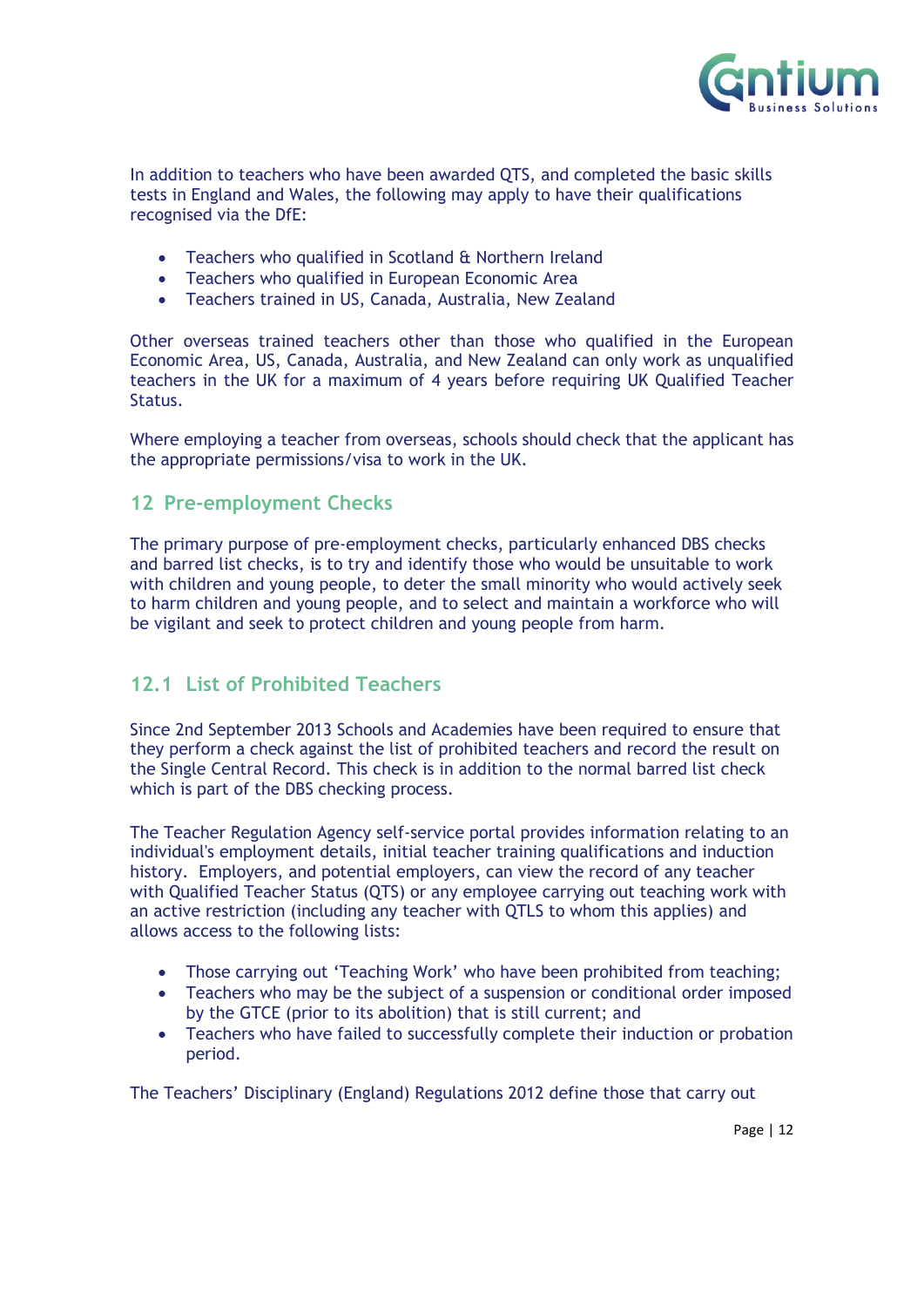In addition to teachers who have been awarded QTS, and completed the basic skills tests in England and Wales, the following may apply to have their qualifications recognised via the DfE:

- Teachers who qualified in Scotland & Northern Ireland
- Teachers who qualified in European Economic Area
- Teachers trained in US, Canada, Australia, New Zealand

Other overseas trained teachers other than those who qualified in the European Economic Area, US, Canada, Australia, and New Zealand can only work as unqualified teachers in the UK for a maximum of 4 years before requiring UK Qualified Teacher Status.

Where employing a teacher from overseas, schools should check that the applicant has the appropriate permissions/visa to work in the UK.

## 12 Pre-employment Checks

The primary purpose of pre-employment checks, particularly enhanced DBS checks and barred list checks, is to try and identify those who would be unsuitable to work with children and young people, to deter the small minority who would actively seek to harm children and young people, and to select and maintain a workforce who will be vigilant and seek to protect children and young people from harm.

### 12.1 List of Prohibited Teachers

Since 2nd September 2013 Schools and Academies have been required to ensure that they perform a check against the list of prohibited teachers and record the result on the Single Central Record. This check is in addition to the normal barred list check which is part of the DBS checking process.

The Teacher Regulation Agency self-service portal provides information relating to an individual's employment details, initial teacher training qualifications and induction history. Employers, and potential employers, can view the record of any teacher with Qualified Teacher Status (QTS) or any employee carrying out teaching work with an active restriction (including any teacher with QTLS to whom this applies) and allows access to the following lists:

- Those carrying out 'Teaching Work' who have been prohibited from teaching;
- Teachers who may be the subject of a suspension or conditional order imposed by the GTCE (prior to its abolition) that is still current; and
- Teachers who have failed to successfully complete their induction or probation period.

The Teachers' Disciplinary (England) Regulations 2012 define those that carry out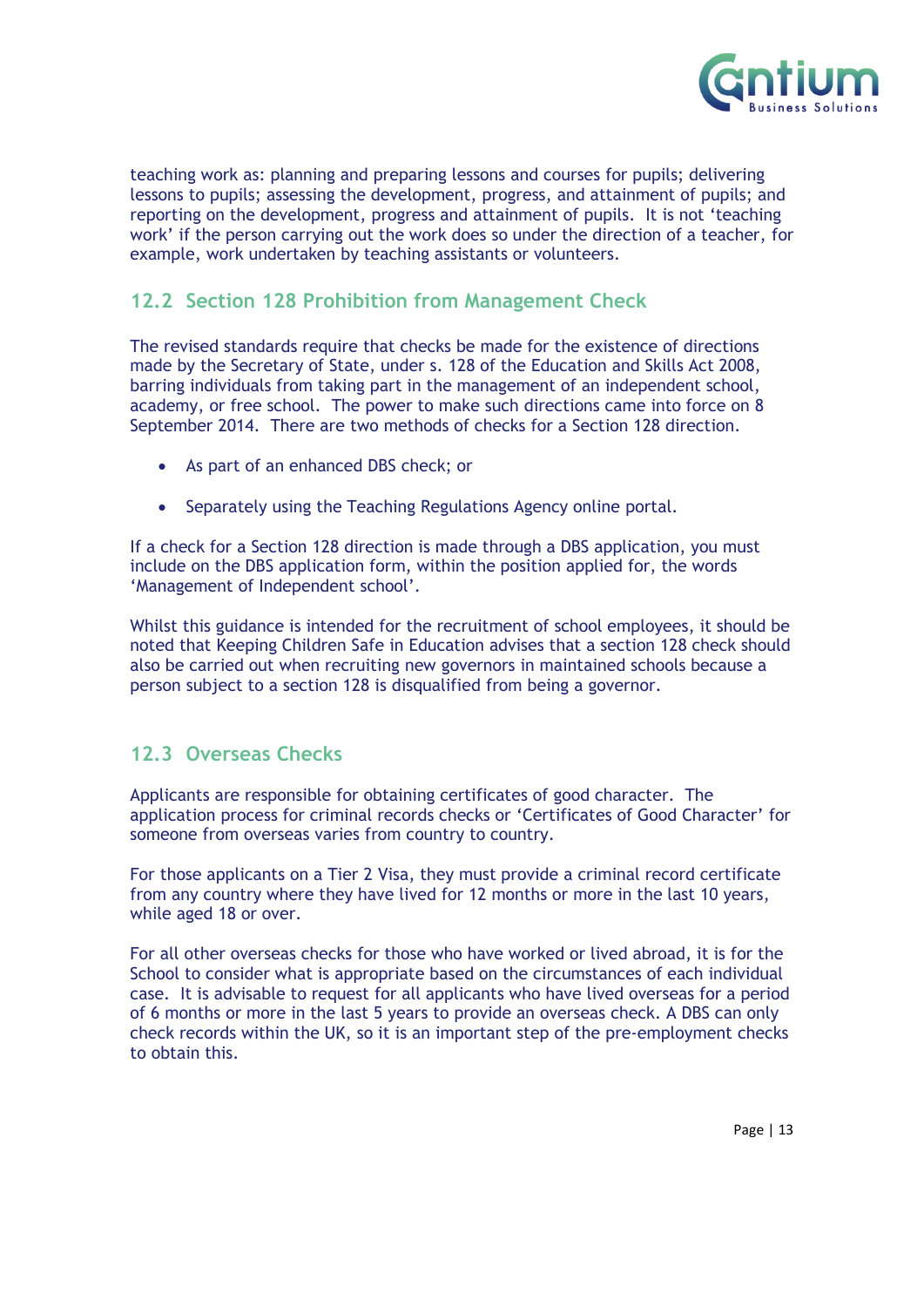teaching work as: planning and preparing lessons and courses for pupils; delivering lessons to pupils; assessing the development, progress, and attainment of pupils; and reporting on the development, progress and attainment of pupils. It is not 'teaching work' if the person carrying out the work does so under the direction of a teacher, for example, work undertaken by teaching assistants or volunteers.

## 12.2 Section 128 Prohibition from Management Check

The revised standards require that checks be made for the existence of directions made by the Secretary of State, under s. 128 of the Education and Skills Act 2008, barring individuals from taking part in the management of an independent school, academy, or free school. The power to make such directions came into force on 8 September 2014. There are two methods of checks for a Section 128 direction.

- As part of an enhanced DBS check; or
- Separately using the Teaching Regulations Agency online portal.

If a check for a Section 128 direction is made through a DBS application, you must include on the DBS application form, within the position applied for, the words 'Management of Independent school'.

Whilst this guidance is intended for the recruitment of school employees, it should be noted that Keeping Children Safe in Education advises that a section 128 check should also be carried out when recruiting new governors in maintained schools because a person subject to a section 128 is disqualified from being a governor.

## 12.3 Overseas Checks

Applicants are responsible for obtaining certificates of good character. The application process for criminal records checks or 'Certificates of Good Character' for someone from overseas varies from country to country.

For those applicants on a Tier 2 Visa, they must provide a criminal record certificate from any country where they have lived for 12 months or more in the last 10 years, while aged 18 or over.

For all other overseas checks for those who have worked or lived abroad, it is for the School to consider what is appropriate based on the circumstances of each individual case. It is advisable to request for all applicants who have lived overseas for a period of 6 months or more in the last 5 years to provide an overseas check. A DBS can only check records within the UK, so it is an important step of the pre-employment checks to obtain this.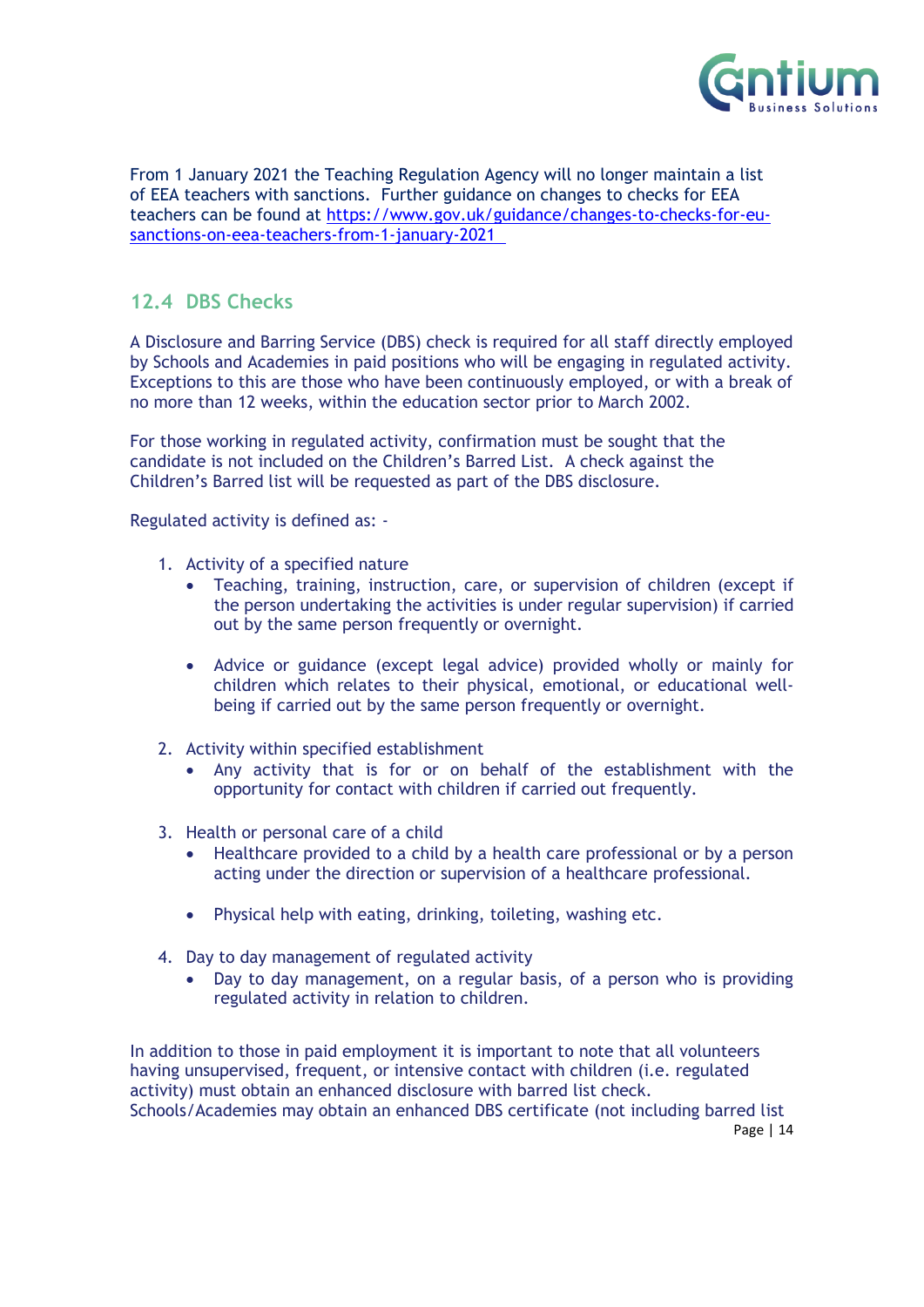From 1 January 2021 the Teaching Regulation Agency will no longer maintain a list of EEA teachers with sanctions. Further guidance on changes to checks for EEA teachers can be found at [https://www.gov.uk/guidance/changes-to-checks-for-eu-sanctions-on-eea-teachers-from-1-january-2021](https://www.gov.uk/guidance/changes-to-checks-for-eu-sanctions-on-eea-teachers-from-1-january-2021)

## 12.4 DBS Checks

A Disclosure and Barring Service (DBS) check is required for all staff directly employed by Schools and Academies in paid positions who will be engaging in regulated activity. Exceptions to this are those who have been continuously employed, or with a break of no more than 12 weeks, within the education sector prior to March 2002.

For those working in regulated activity, confirmation must be sought that the candidate is not included on the Children's Barred List. A check against the Children's Barred list will be requested as part of the DBS disclosure.

Regulated activity is defined as: -

1. Activity of a specified nature
   - Teaching, training, instruction, care, or supervision of children (except if the person undertaking the activities is under regular supervision) if carried out by the same person frequently or overnight.
   - Advice or guidance (except legal advice) provided wholly or mainly for children which relates to their physical, emotional, or educational well-being if carried out by the same person frequently or overnight.
2. Activity within specified establishment
   - Any activity that is for or on behalf of the establishment with the opportunity for contact with children if carried out frequently.
3. Health or personal care of a child
   - Healthcare provided to a child by a health care professional or by a person acting under the direction or supervision of a healthcare professional.
   - Physical help with eating, drinking, toileting, washing etc.
4. Day to day management of regulated activity
   - Day to day management, on a regular basis, of a person who is providing regulated activity in relation to children.

In addition to those in paid employment it is important to note that all volunteers having unsupervised, frequent, or intensive contact with children (i.e. regulated activity) must obtain an enhanced disclosure with barred list check.
Schools/Academies may obtain an enhanced DBS certificate (not including barred list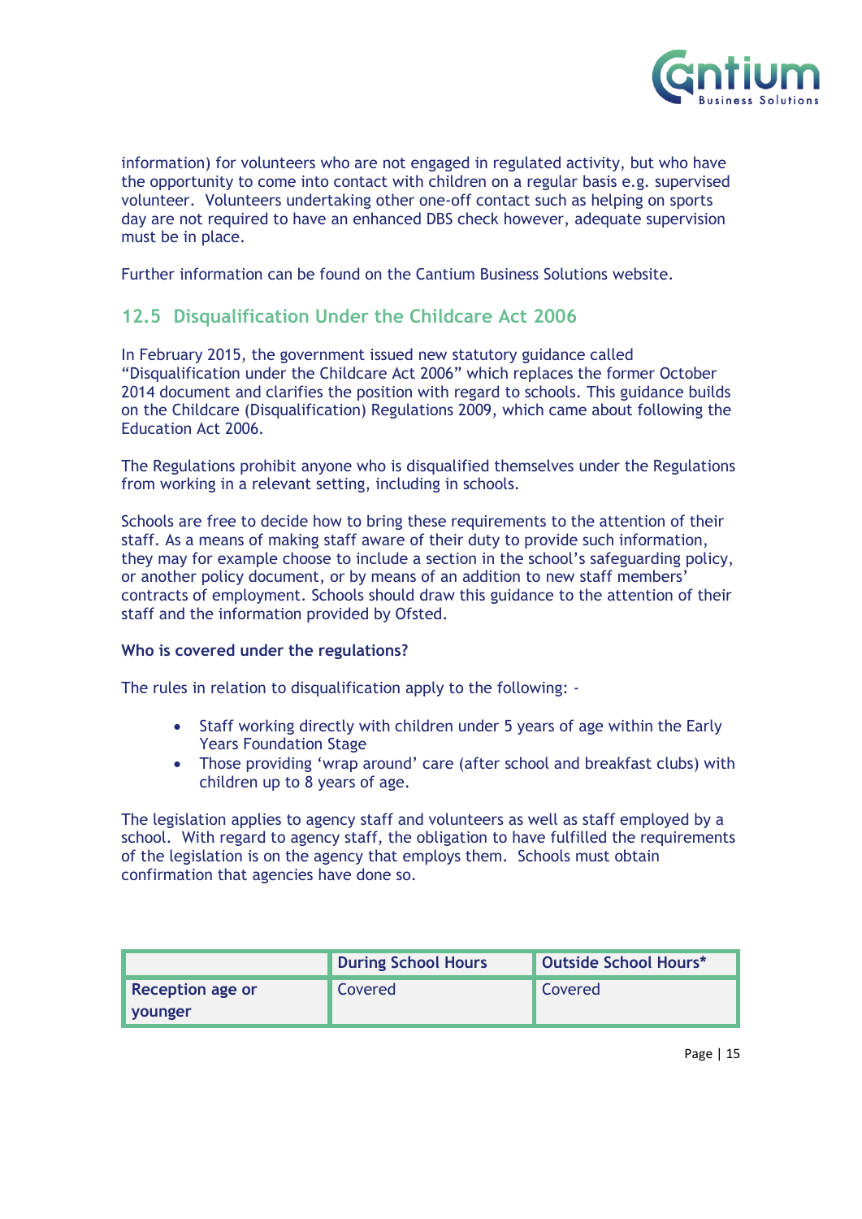information) for volunteers who are not engaged in regulated activity, but who have the opportunity to come into contact with children on a regular basis e.g. supervised volunteer. Volunteers undertaking other one-off contact such as helping on sports day are not required to have an enhanced DBS check however, adequate supervision must be in place.

Further information can be found on the Cantium Business Solutions website.

## 12.5 Disqualification Under the Childcare Act 2006

In February 2015, the government issued new statutory guidance called "Disqualification under the Childcare Act 2006" which replaces the former October 2014 document and clarifies the position with regard to schools. This guidance builds on the Childcare (Disqualification) Regulations 2009, which came about following the Education Act 2006.

The Regulations prohibit anyone who is disqualified themselves under the Regulations from working in a relevant setting, including in schools.

Schools are free to decide how to bring these requirements to the attention of their staff. As a means of making staff aware of their duty to provide such information, they may for example choose to include a section in the school's safeguarding policy, or another policy document, or by means of an addition to new staff members' contracts of employment. Schools should draw this guidance to the attention of their staff and the information provided by Ofsted.

**Who is covered under the regulations?**

The rules in relation to disqualification apply to the following: -

- Staff working directly with children under 5 years of age within the Early Years Foundation Stage
- Those providing 'wrap around' care (after school and breakfast clubs) with children up to 8 years of age.

The legislation applies to agency staff and volunteers as well as staff employed by a school. With regard to agency staff, the obligation to have fulfilled the requirements of the legislation is on the agency that employs them. Schools must obtain confirmation that agencies have done so.

| | During School Hours | Outside School Hours* |
|---|---|---|
| **Reception age or younger** | Covered | Covered |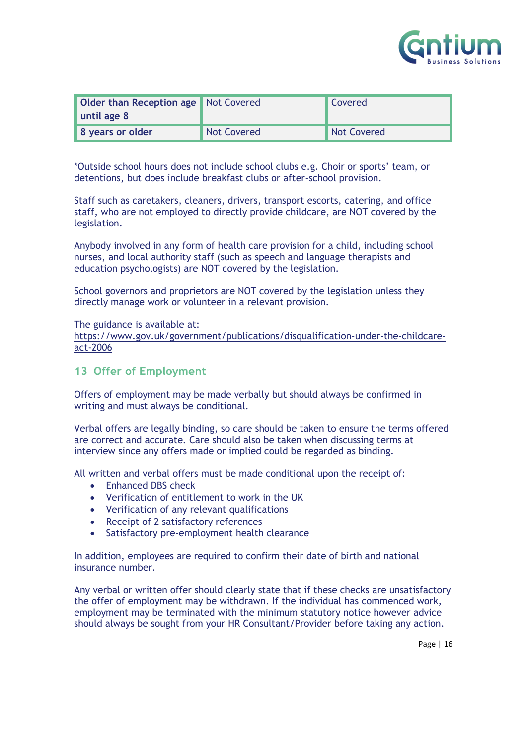| Older than Reception age until age 8 | Not Covered | Covered |
| --- | --- | --- |
| 8 years or older | Not Covered | Not Covered |

*Outside school hours does not include school clubs e.g. Choir or sports' team, or detentions, but does include breakfast clubs or after-school provision.

Staff such as caretakers, cleaners, drivers, transport escorts, catering, and office staff, who are not employed to directly provide childcare, are NOT covered by the legislation.

Anybody involved in any form of health care provision for a child, including school nurses, and local authority staff (such as speech and language therapists and education psychologists) are NOT covered by the legislation.

School governors and proprietors are NOT covered by the legislation unless they directly manage work or volunteer in a relevant provision.

The guidance is available at:
https://www.gov.uk/government/publications/disqualification-under-the-childcare-act-2006

## 13 Offer of Employment

Offers of employment may be made verbally but should always be confirmed in writing and must always be conditional.

Verbal offers are legally binding, so care should be taken to ensure the terms offered are correct and accurate. Care should also be taken when discussing terms at interview since any offers made or implied could be regarded as binding.

All written and verbal offers must be made conditional upon the receipt of:

- Enhanced DBS check
- Verification of entitlement to work in the UK
- Verification of any relevant qualifications
- Receipt of 2 satisfactory references
- Satisfactory pre-employment health clearance

In addition, employees are required to confirm their date of birth and national insurance number.

Any verbal or written offer should clearly state that if these checks are unsatisfactory the offer of employment may be withdrawn. If the individual has commenced work, employment may be terminated with the minimum statutory notice however advice should always be sought from your HR Consultant/Provider before taking any action.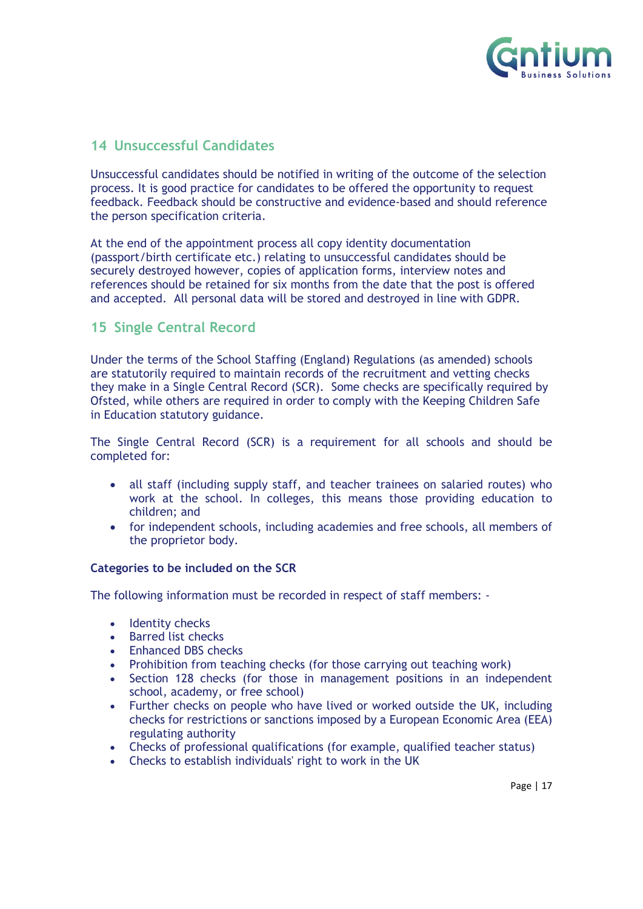## 14 Unsuccessful Candidates

Unsuccessful candidates should be notified in writing of the outcome of the selection process. It is good practice for candidates to be offered the opportunity to request feedback. Feedback should be constructive and evidence-based and should reference the person specification criteria.

At the end of the appointment process all copy identity documentation (passport/birth certificate etc.) relating to unsuccessful candidates should be securely destroyed however, copies of application forms, interview notes and references should be retained for six months from the date that the post is offered and accepted. All personal data will be stored and destroyed in line with GDPR.

## 15 Single Central Record

Under the terms of the School Staffing (England) Regulations (as amended) schools are statutorily required to maintain records of the recruitment and vetting checks they make in a Single Central Record (SCR). Some checks are specifically required by Ofsted, while others are required in order to comply with the Keeping Children Safe in Education statutory guidance.

The Single Central Record (SCR) is a requirement for all schools and should be completed for:

- all staff (including supply staff, and teacher trainees on salaried routes) who work at the school. In colleges, this means those providing education to children; and
- for independent schools, including academies and free schools, all members of the proprietor body.

**Categories to be included on the SCR**

The following information must be recorded in respect of staff members: -

- Identity checks
- Barred list checks
- Enhanced DBS checks
- Prohibition from teaching checks (for those carrying out teaching work)
- Section 128 checks (for those in management positions in an independent school, academy, or free school)
- Further checks on people who have lived or worked outside the UK, including checks for restrictions or sanctions imposed by a European Economic Area (EEA) regulating authority
- Checks of professional qualifications (for example, qualified teacher status)
- Checks to establish individuals' right to work in the UK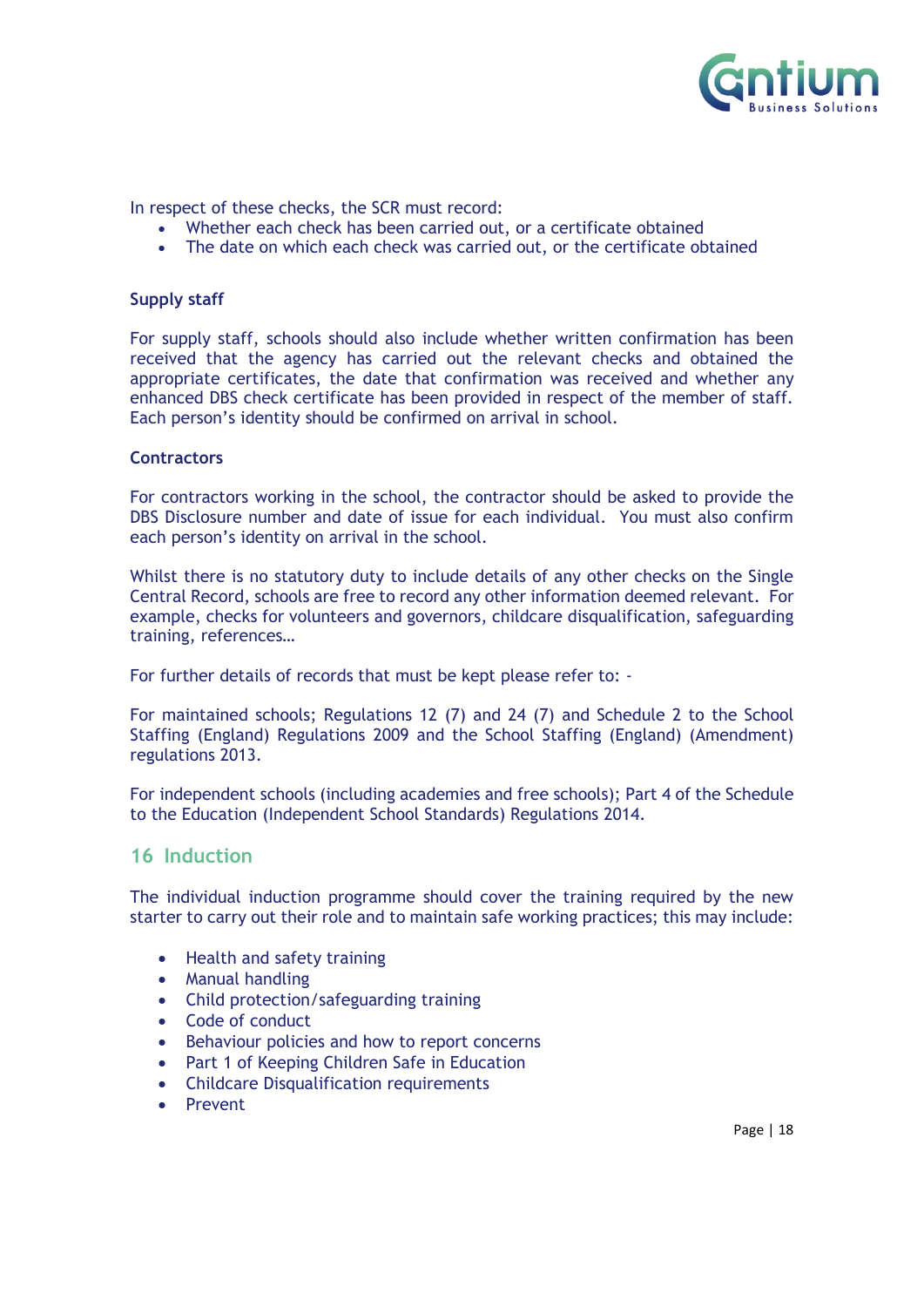In respect of these checks, the SCR must record:

- Whether each check has been carried out, or a certificate obtained
- The date on which each check was carried out, or the certificate obtained

**Supply staff**

For supply staff, schools should also include whether written confirmation has been received that the agency has carried out the relevant checks and obtained the appropriate certificates, the date that confirmation was received and whether any enhanced DBS check certificate has been provided in respect of the member of staff. Each person's identity should be confirmed on arrival in school.

**Contractors**

For contractors working in the school, the contractor should be asked to provide the DBS Disclosure number and date of issue for each individual. You must also confirm each person's identity on arrival in the school.

Whilst there is no statutory duty to include details of any other checks on the Single Central Record, schools are free to record any other information deemed relevant. For example, checks for volunteers and governors, childcare disqualification, safeguarding training, references…

For further details of records that must be kept please refer to: -

For maintained schools; Regulations 12 (7) and 24 (7) and Schedule 2 to the School Staffing (England) Regulations 2009 and the School Staffing (England) (Amendment) regulations 2013.

For independent schools (including academies and free schools); Part 4 of the Schedule to the Education (Independent School Standards) Regulations 2014.

## 16 Induction

The individual induction programme should cover the training required by the new starter to carry out their role and to maintain safe working practices; this may include:

- Health and safety training
- Manual handling
- Child protection/safeguarding training
- Code of conduct
- Behaviour policies and how to report concerns
- Part 1 of Keeping Children Safe in Education
- Childcare Disqualification requirements
- Prevent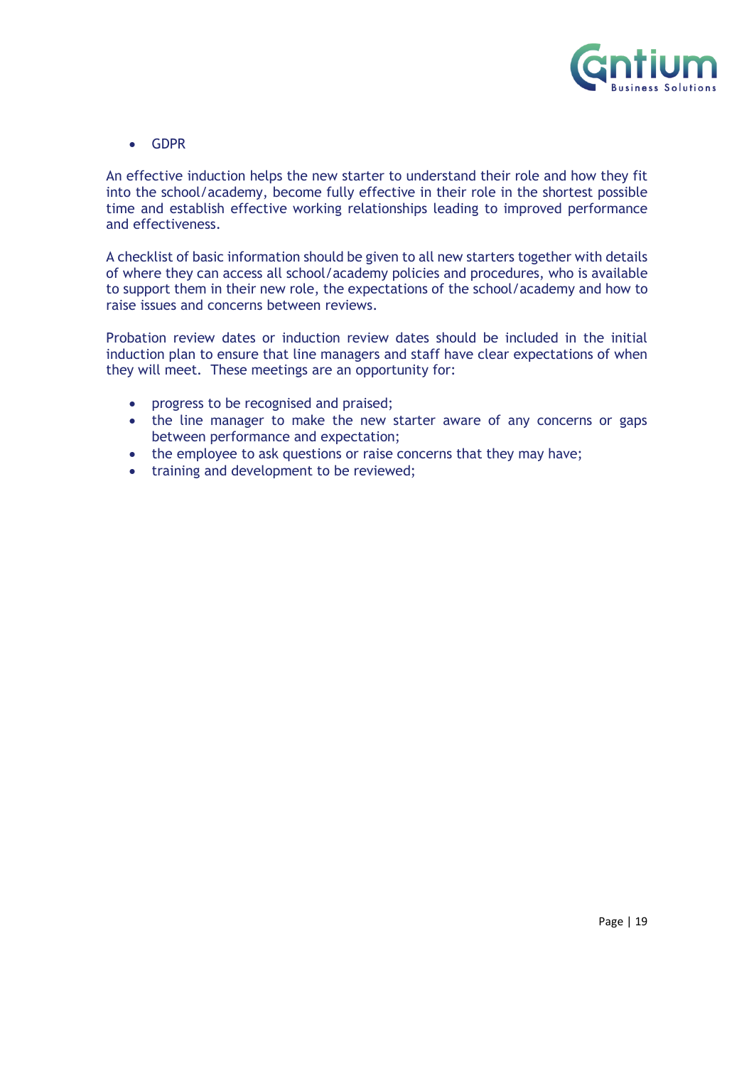- GDPR

An effective induction helps the new starter to understand their role and how they fit into the school/academy, become fully effective in their role in the shortest possible time and establish effective working relationships leading to improved performance and effectiveness.

A checklist of basic information should be given to all new starters together with details of where they can access all school/academy policies and procedures, who is available to support them in their new role, the expectations of the school/academy and how to raise issues and concerns between reviews.

Probation review dates or induction review dates should be included in the initial induction plan to ensure that line managers and staff have clear expectations of when they will meet. These meetings are an opportunity for:

- progress to be recognised and praised;
- the line manager to make the new starter aware of any concerns or gaps between performance and expectation;
- the employee to ask questions or raise concerns that they may have;
- training and development to be reviewed;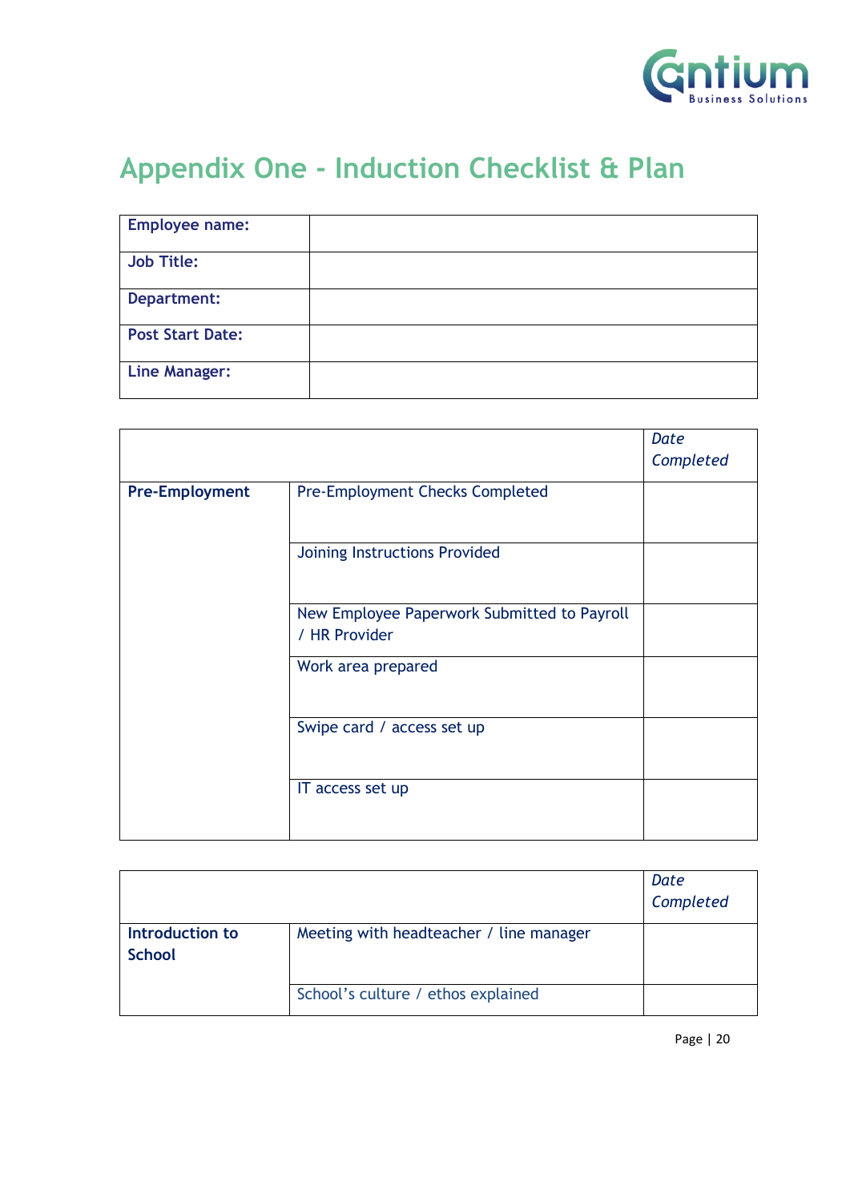# Appendix One - Induction Checklist & Plan

| **Employee name:** | |
|---|---|
| **Job Title:** | |
| **Department:** | |
| **Post Start Date:** | |
| **Line Manager:** | |

| | | *Date Completed* |
|---|---|---|
| **Pre-Employment** | Pre-Employment Checks Completed | |
| | Joining Instructions Provided | |
| | New Employee Paperwork Submitted to Payroll / HR Provider | |
| | Work area prepared | |
| | Swipe card / access set up | |
| | IT access set up | |

| | | *Date Completed* |
|---|---|---|
| **Introduction to School** | Meeting with headteacher / line manager | |
| | School's culture / ethos explained | |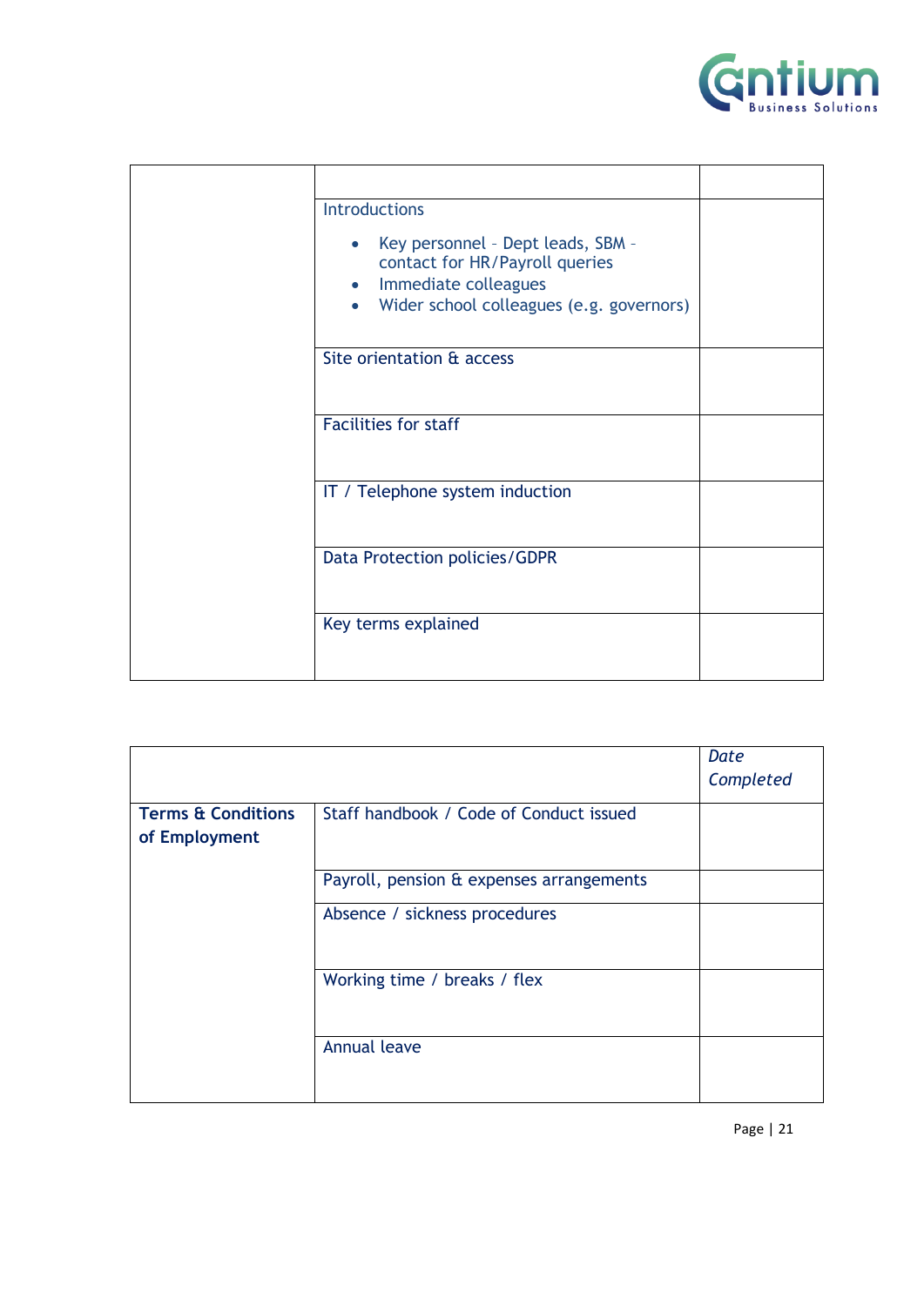| | | |
|---|---|---|
| | | |
| | Introductions<br><br>• Key personnel – Dept leads, SBM – contact for HR/Payroll queries<br>• Immediate colleagues<br>• Wider school colleagues (e.g. governors) | |
| | Site orientation & access | |
| | Facilities for staff | |
| | IT / Telephone system induction | |
| | Data Protection policies/GDPR | |
| | Key terms explained | |

| | | *Date Completed* |
|---|---|---|
| **Terms & Conditions of Employment** | Staff handbook / Code of Conduct issued | |
| | Payroll, pension & expenses arrangements | |
| | Absence / sickness procedures | |
| | Working time / breaks / flex | |
| | Annual leave | |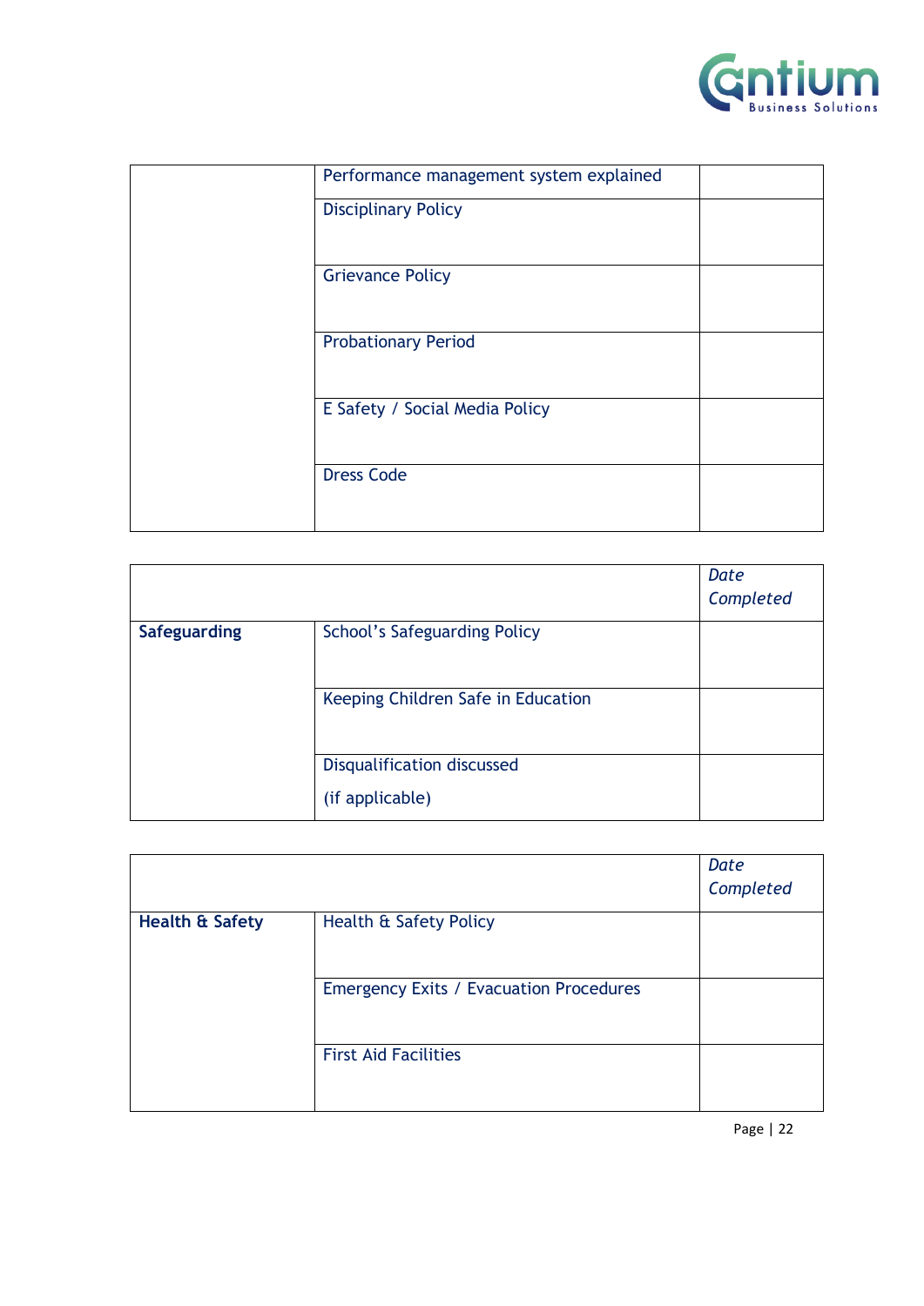| | | |
|---|---|---|
| | Performance management system explained | |
| | Disciplinary Policy | |
| | Grievance Policy | |
| | Probationary Period | |
| | E Safety / Social Media Policy | |
| | Dress Code | |

| | | *Date Completed* |
|---|---|---|
| **Safeguarding** | School's Safeguarding Policy | |
| | Keeping Children Safe in Education | |
| | Disqualification discussed (if applicable) | |

| | | *Date Completed* |
|---|---|---|
| **Health & Safety** | Health & Safety Policy | |
| | Emergency Exits / Evacuation Procedures | |
| | First Aid Facilities | |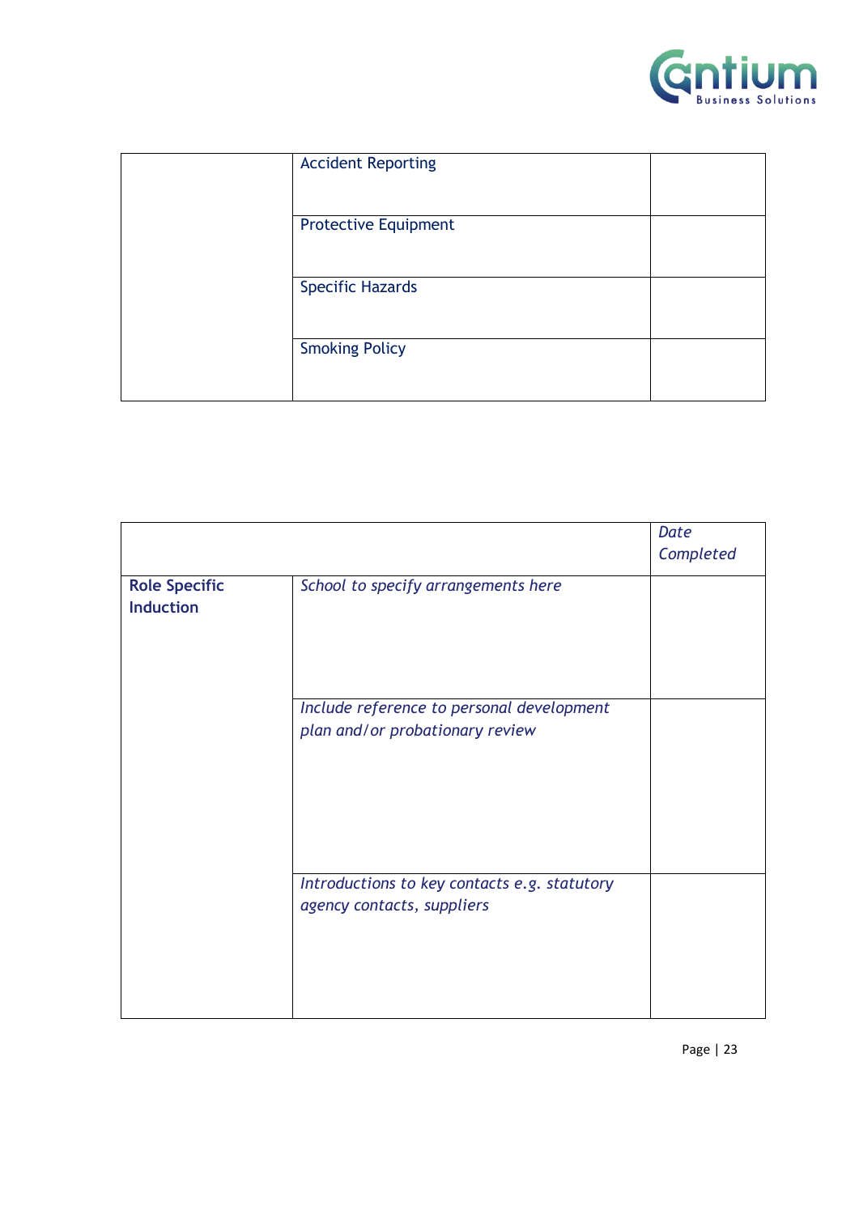| | | |
|---|---|---|
| | Accident Reporting | |
| | Protective Equipment | |
| | Specific Hazards | |
| | Smoking Policy | |

| | | *Date Completed* |
|---|---|---|
| **Role Specific Induction** | *School to specify arrangements here* | |
| | *Include reference to personal development plan and/or probationary review* | |
| | *Introductions to key contacts e.g. statutory agency contacts, suppliers* | |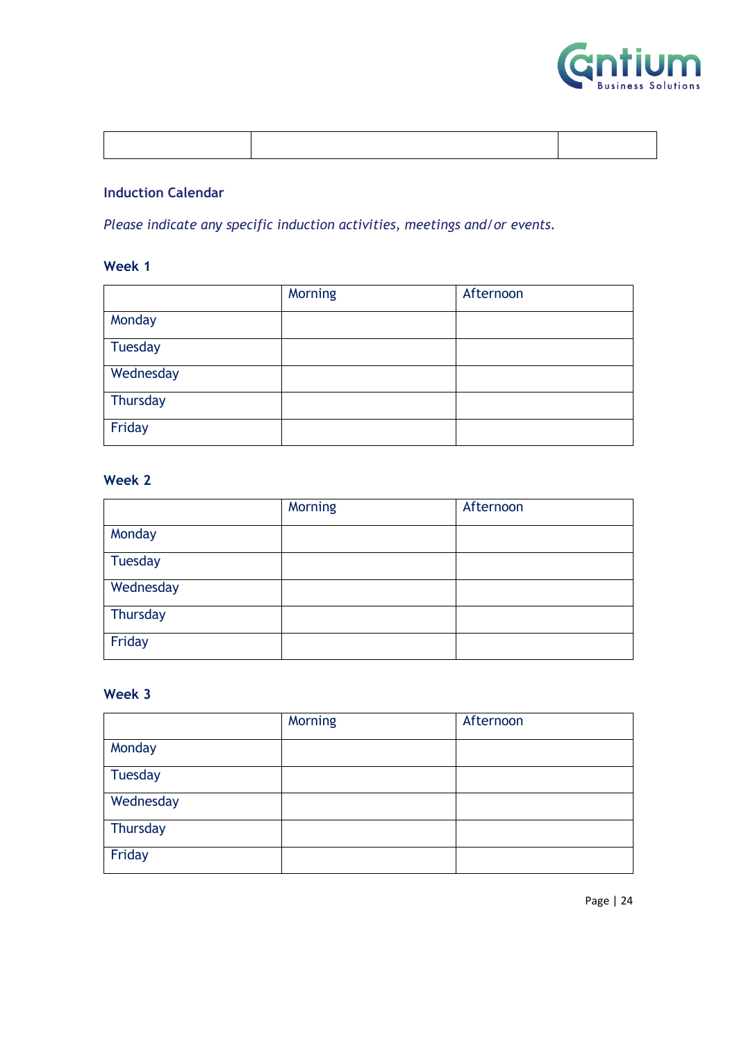| | | |
|---|---|---|
| | | |

### Induction Calendar

*Please indicate any specific induction activities, meetings and/or events.*

#### Week 1

| | Morning | Afternoon |
|---|---|---|
| Monday | | |
| Tuesday | | |
| Wednesday | | |
| Thursday | | |
| Friday | | |

#### Week 2

| | Morning | Afternoon |
|---|---|---|
| Monday | | |
| Tuesday | | |
| Wednesday | | |
| Thursday | | |
| Friday | | |

#### Week 3

| | Morning | Afternoon |
|---|---|---|
| Monday | | |
| Tuesday | | |
| Wednesday | | |
| Thursday | | |
| Friday | | |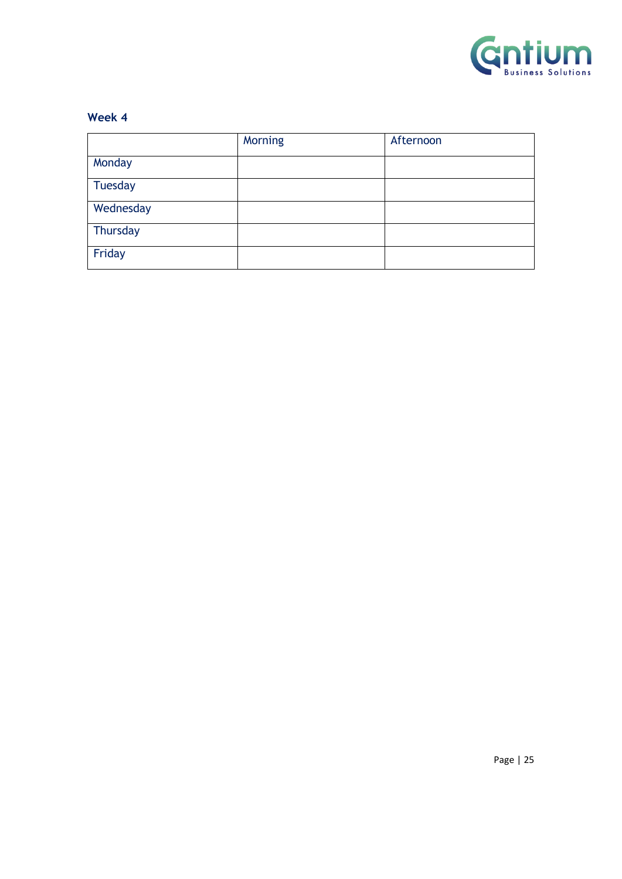### Week 4

| | Morning | Afternoon |
|---|---|---|
| Monday | | |
| Tuesday | | |
| Wednesday | | |
| Thursday | | |
| Friday | | |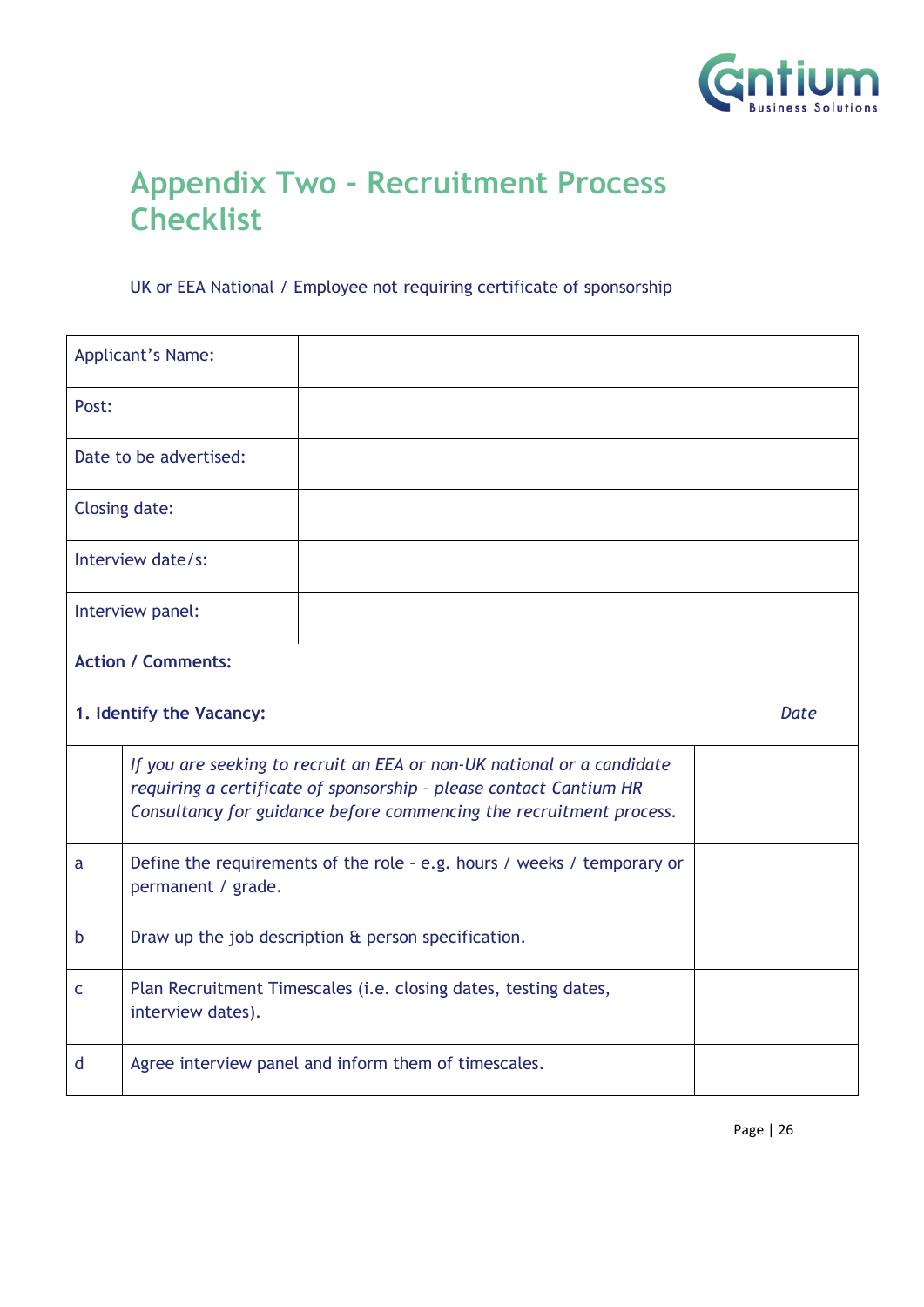# Appendix Two - Recruitment Process Checklist

UK or EEA National / Employee not requiring certificate of sponsorship

| | |
|---|---|
| Applicant's Name: | |
| Post: | |
| Date to be advertised: | |
| Closing date: | |
| Interview date/s: | |
| Interview panel: | |

**Action / Comments:**

| **1. Identify the Vacancy:** | | *Date* |
|---|---|---|
| | *If you are seeking to recruit an EEA or non-UK national or a candidate requiring a certificate of sponsorship - please contact Cantium HR Consultancy for guidance before commencing the recruitment process.* | |
| a<br><br>b | Define the requirements of the role – e.g. hours / weeks / temporary or permanent / grade.<br><br>Draw up the job description & person specification. | |
| c | Plan Recruitment Timescales (i.e. closing dates, testing dates, interview dates). | |
| d | Agree interview panel and inform them of timescales. | |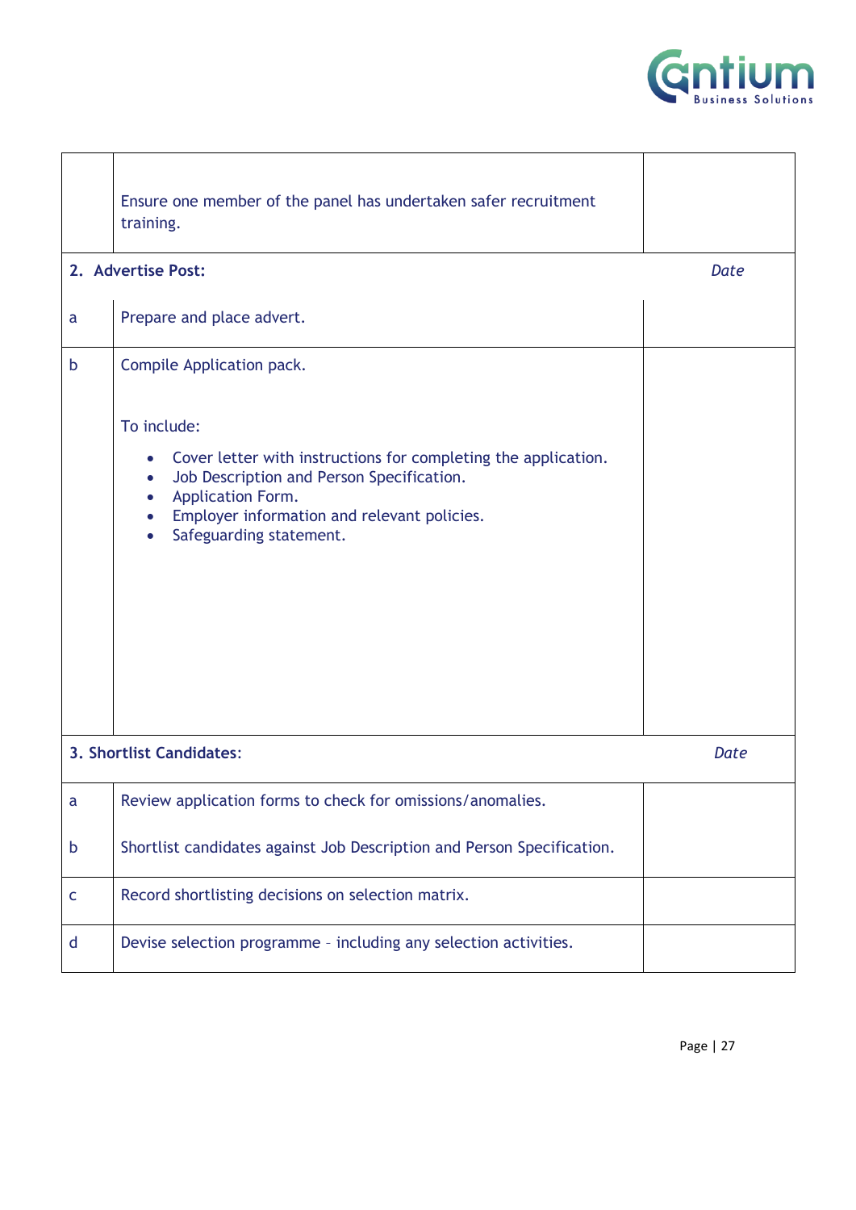|  |  |  |
|---|---|---|
|  | Ensure one member of the panel has undertaken safer recruitment training. |  |
| **2. Advertise Post:** |  | *Date* |
| a | Prepare and place advert. |  |
| b | Compile Application pack.<br><br>To include:<br>• Cover letter with instructions for completing the application.<br>• Job Description and Person Specification.<br>• Application Form.<br>• Employer information and relevant policies.<br>• Safeguarding statement. |  |
| **3. Shortlist Candidates:** |  | *Date* |
| a | Review application forms to check for omissions/anomalies. |  |
| b | Shortlist candidates against Job Description and Person Specification. |  |
| c | Record shortlisting decisions on selection matrix. |  |
| d | Devise selection programme – including any selection activities. |  |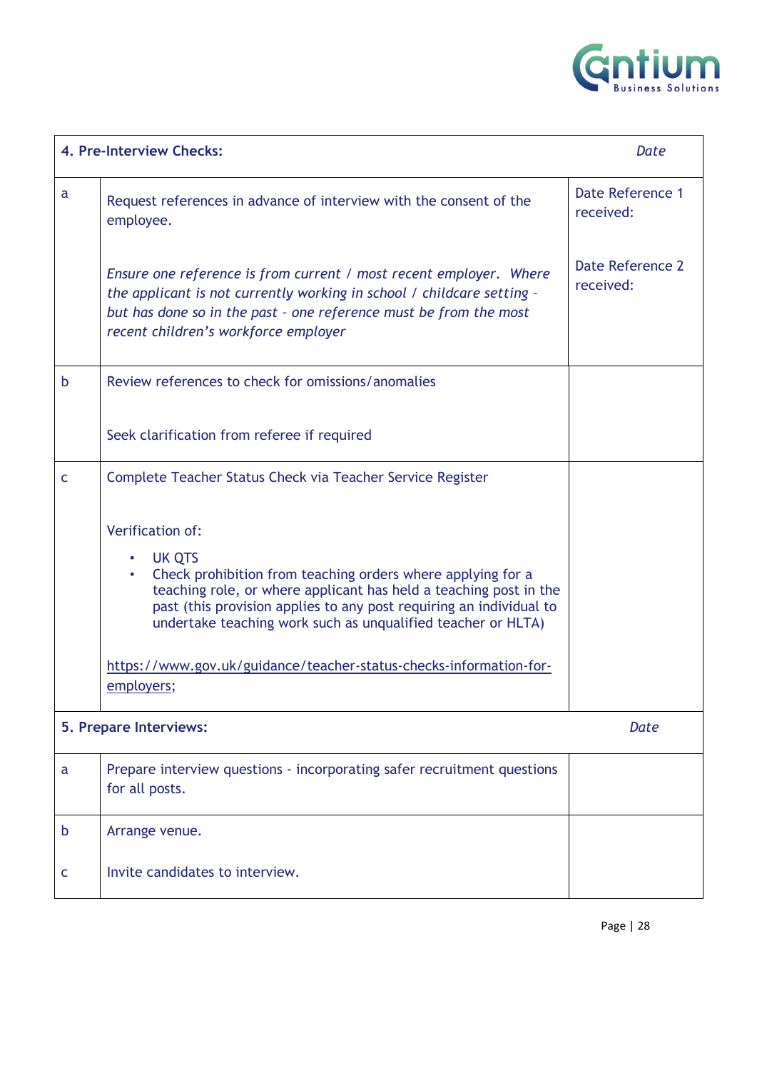| 4. Pre-Interview Checks: | | *Date* |
|---|---|---|
| a | Request references in advance of interview with the consent of the employee.<br><br>*Ensure one reference is from current / most recent employer. Where the applicant is not currently working in school / childcare setting - but has done so in the past - one reference must be from the most recent children's workforce employer* | Date Reference 1 received:<br><br>Date Reference 2 received: |
| b | Review references to check for omissions/anomalies<br><br>Seek clarification from referee if required | |
| c | Complete Teacher Status Check via Teacher Service Register<br><br>Verification of:<br>• UK QTS<br>• Check prohibition from teaching orders where applying for a teaching role, or where applicant has held a teaching post in the past (this provision applies to any post requiring an individual to undertake teaching work such as unqualified teacher or HLTA)<br><br>https://www.gov.uk/guidance/teacher-status-checks-information-for-employers; | |
| **5. Prepare Interviews:** | | *Date* |
| a | Prepare interview questions - incorporating safer recruitment questions for all posts. | |
| b | Arrange venue. | |
| c | Invite candidates to interview. | |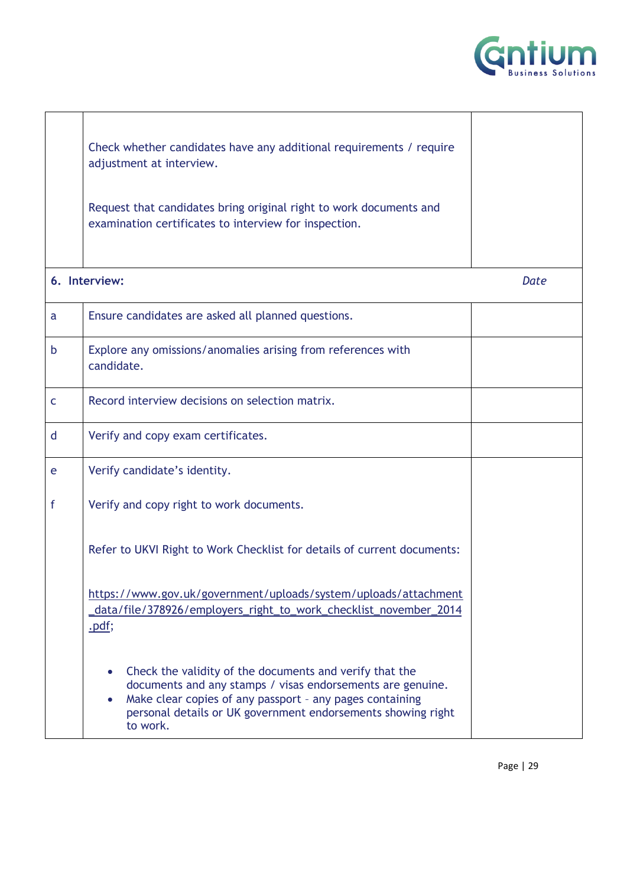| | | |
|---|---|---|
| | Check whether candidates have any additional requirements / require adjustment at interview.<br><br>Request that candidates bring original right to work documents and examination certificates to interview for inspection. | |
| **6. Interview:** | | *Date* |
| a | Ensure candidates are asked all planned questions. | |
| b | Explore any omissions/anomalies arising from references with candidate. | |
| c | Record interview decisions on selection matrix. | |
| d | Verify and copy exam certificates. | |
| e<br><br>f | Verify candidate's identity.<br><br>Verify and copy right to work documents.<br><br>Refer to UKVI Right to Work Checklist for details of current documents:<br><br>https://www.gov.uk/government/uploads/system/uploads/attachment_data/file/378926/employers_right_to_work_checklist_november_2014.pdf;<br><br>• Check the validity of the documents and verify that the documents and any stamps / visas endorsements are genuine.<br>• Make clear copies of any passport – any pages containing personal details or UK government endorsements showing right to work. | |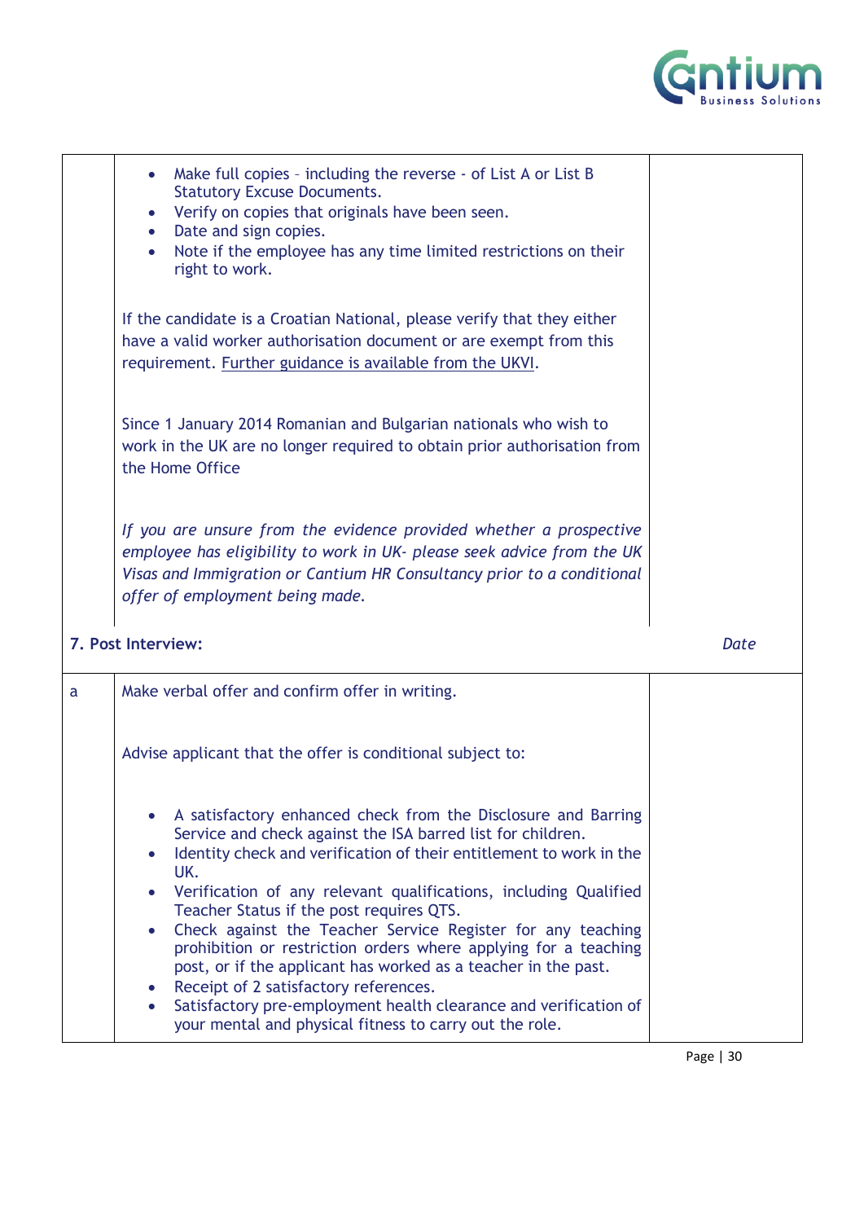| | | |
|---|---|---|
| | <ul><li>Make full copies – including the reverse - of List A or List B Statutory Excuse Documents.</li><li>Verify on copies that originals have been seen.</li><li>Date and sign copies.</li><li>Note if the employee has any time limited restrictions on their right to work.</li></ul><br>If the candidate is a Croatian National, please verify that they either have a valid worker authorisation document or are exempt from this requirement. Further guidance is available from the UKVI.<br><br>Since 1 January 2014 Romanian and Bulgarian nationals who wish to work in the UK are no longer required to obtain prior authorisation from the Home Office<br><br>*If you are unsure from the evidence provided whether a prospective employee has eligibility to work in UK- please seek advice from the UK Visas and Immigration or Cantium HR Consultancy prior to a conditional offer of employment being made.* | |
| **7. Post Interview:** | | *Date* |
| a | Make verbal offer and confirm offer in writing.<br><br>Advise applicant that the offer is conditional subject to:<br><ul><li>A satisfactory enhanced check from the Disclosure and Barring Service and check against the ISA barred list for children.</li><li>Identity check and verification of their entitlement to work in the UK.</li><li>Verification of any relevant qualifications, including Qualified Teacher Status if the post requires QTS.</li><li>Check against the Teacher Service Register for any teaching prohibition or restriction orders where applying for a teaching post, or if the applicant has worked as a teacher in the past.</li><li>Receipt of 2 satisfactory references.</li><li>Satisfactory pre-employment health clearance and verification of your mental and physical fitness to carry out the role.</li></ul> | |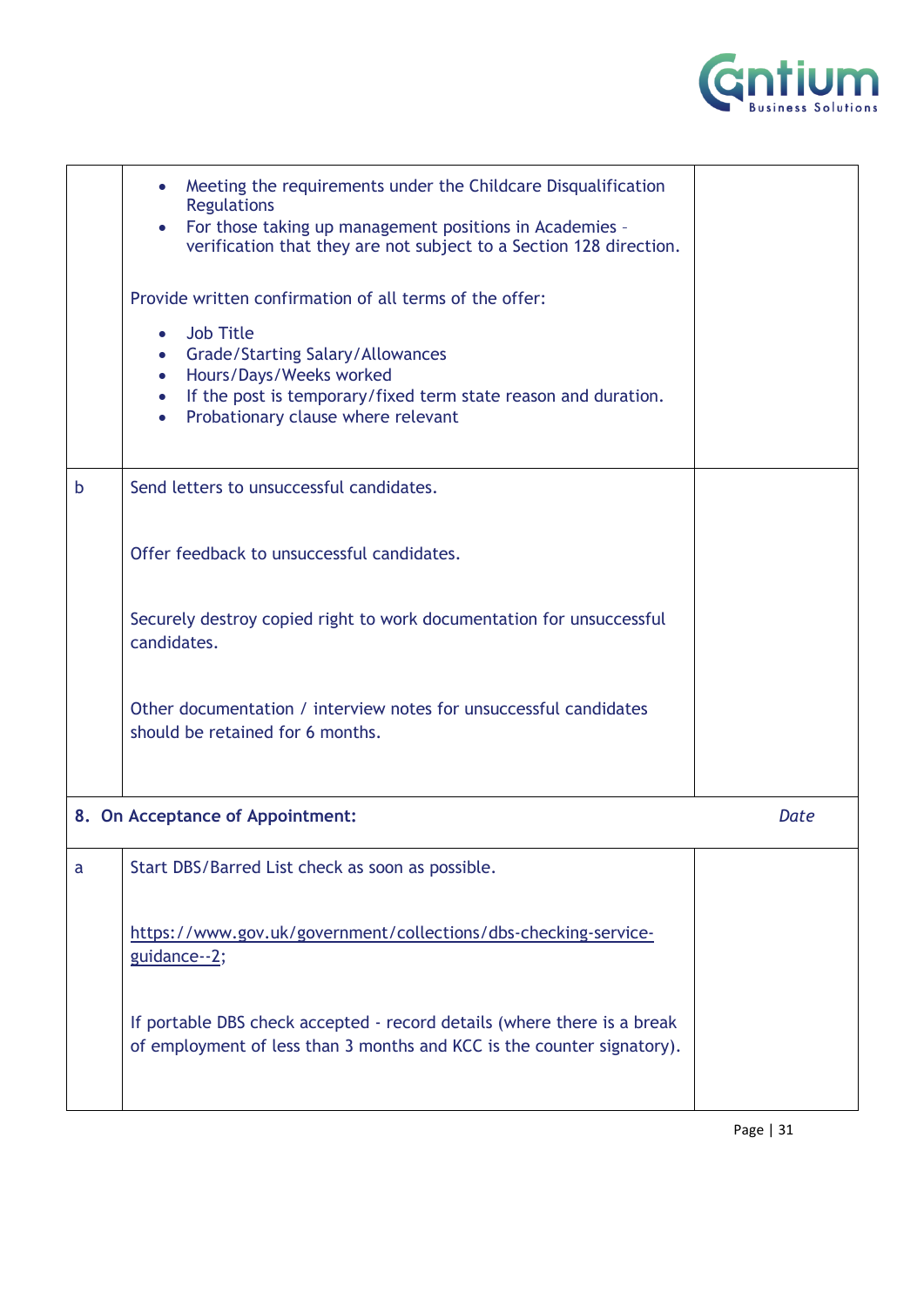| | | |
|---|---|---|
| | • Meeting the requirements under the Childcare Disqualification Regulations<br>• For those taking up management positions in Academies – verification that they are not subject to a Section 128 direction.<br><br>Provide written confirmation of all terms of the offer:<br><br>• Job Title<br>• Grade/Starting Salary/Allowances<br>• Hours/Days/Weeks worked<br>• If the post is temporary/fixed term state reason and duration.<br>• Probationary clause where relevant | |
| b | Send letters to unsuccessful candidates.<br><br>Offer feedback to unsuccessful candidates.<br><br>Securely destroy copied right to work documentation for unsuccessful candidates.<br><br>Other documentation / interview notes for unsuccessful candidates should be retained for 6 months. | |
| **8. On Acceptance of Appointment:** | | *Date* |
| a | Start DBS/Barred List check as soon as possible.<br><br>[https://www.gov.uk/government/collections/dbs-checking-service-guidance--2](https://www.gov.uk/government/collections/dbs-checking-service-guidance--2);<br><br>If portable DBS check accepted - record details (where there is a break of employment of less than 3 months and KCC is the counter signatory). | |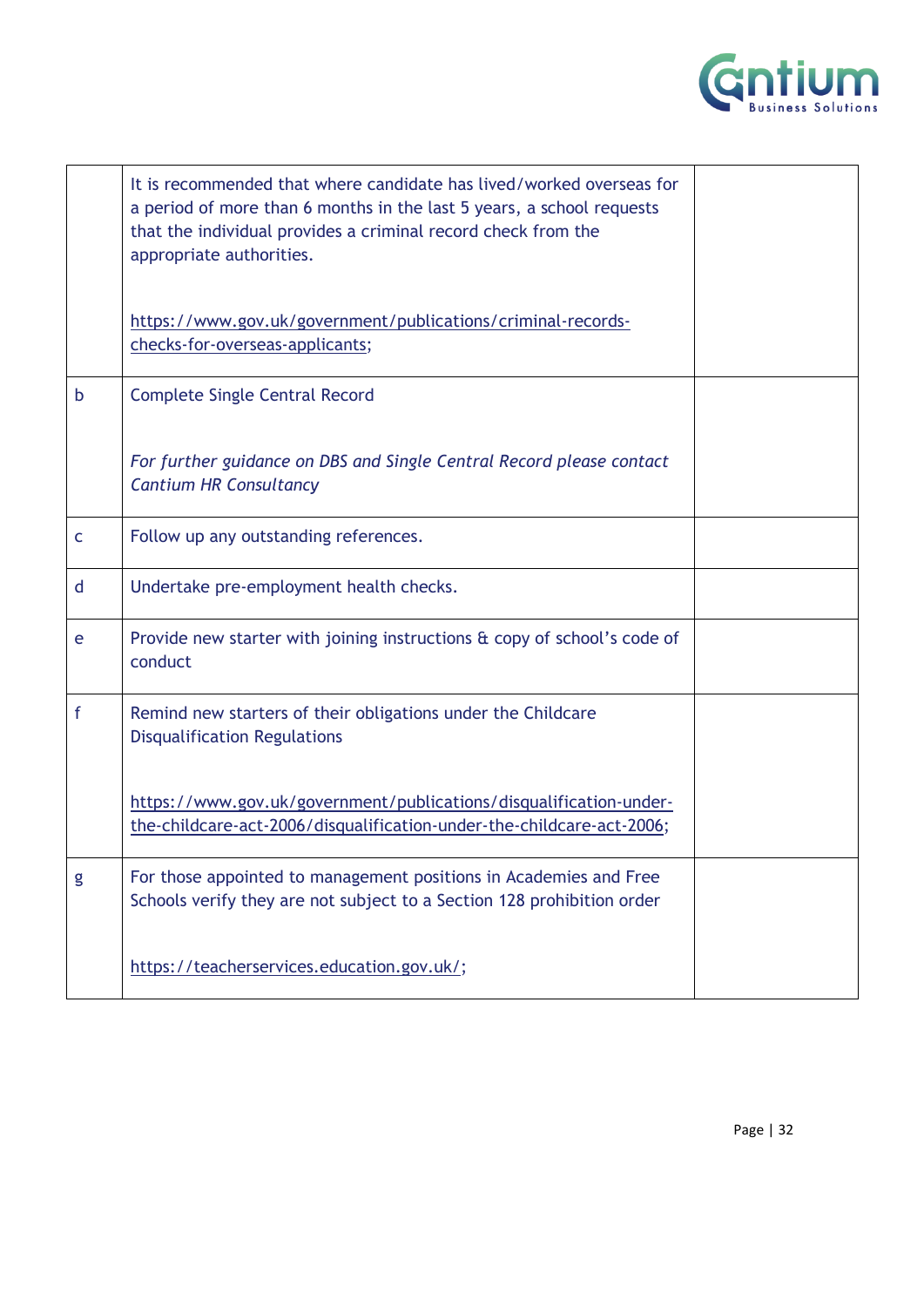| | | |
|---|---|---|
| | It is recommended that where candidate has lived/worked overseas for a period of more than 6 months in the last 5 years, a school requests that the individual provides a criminal record check from the appropriate authorities.<br><br>https://www.gov.uk/government/publications/criminal-records-checks-for-overseas-applicants; | |
| b | Complete Single Central Record<br><br>*For further guidance on DBS and Single Central Record please contact Cantium HR Consultancy* | |
| c | Follow up any outstanding references. | |
| d | Undertake pre-employment health checks. | |
| e | Provide new starter with joining instructions & copy of school's code of conduct | |
| f | Remind new starters of their obligations under the Childcare Disqualification Regulations<br><br>https://www.gov.uk/government/publications/disqualification-under-the-childcare-act-2006/disqualification-under-the-childcare-act-2006; | |
| g | For those appointed to management positions in Academies and Free Schools verify they are not subject to a Section 128 prohibition order<br><br>https://teacherservices.education.gov.uk/; | |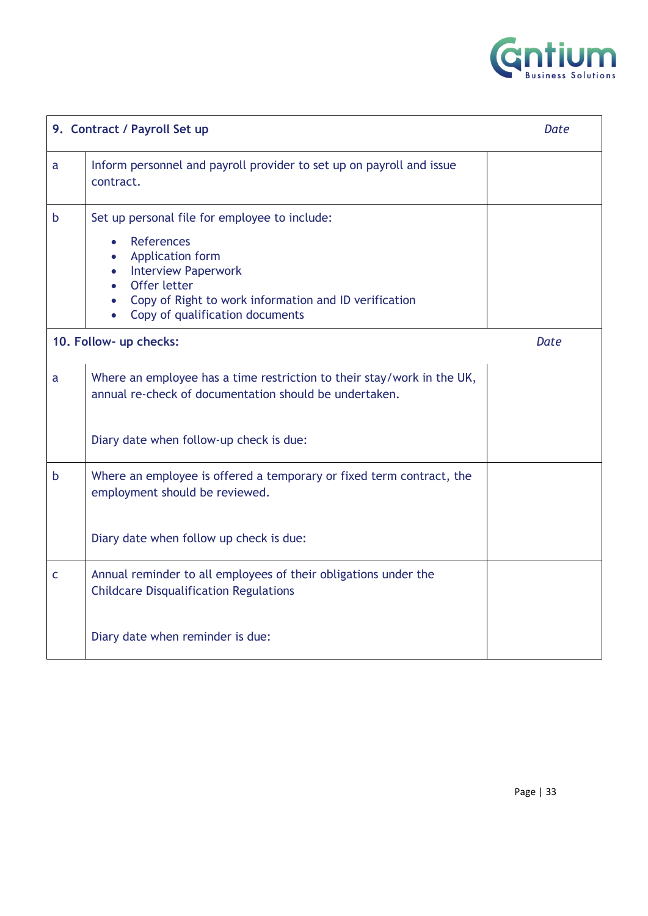| | | |
|---|---|---|
| **9. Contract / Payroll Set up** | | *Date* |
| a | Inform personnel and payroll provider to set up on payroll and issue contract. | |
| b | Set up personal file for employee to include:<br>• References<br>• Application form<br>• Interview Paperwork<br>• Offer letter<br>• Copy of Right to work information and ID verification<br>• Copy of qualification documents | |
| **10. Follow- up checks:** | | *Date* |
| a | Where an employee has a time restriction to their stay/work in the UK, annual re-check of documentation should be undertaken.<br><br>Diary date when follow-up check is due: | |
| b | Where an employee is offered a temporary or fixed term contract, the employment should be reviewed.<br><br>Diary date when follow up check is due: | |
| c | Annual reminder to all employees of their obligations under the Childcare Disqualification Regulations<br><br>Diary date when reminder is due: | |